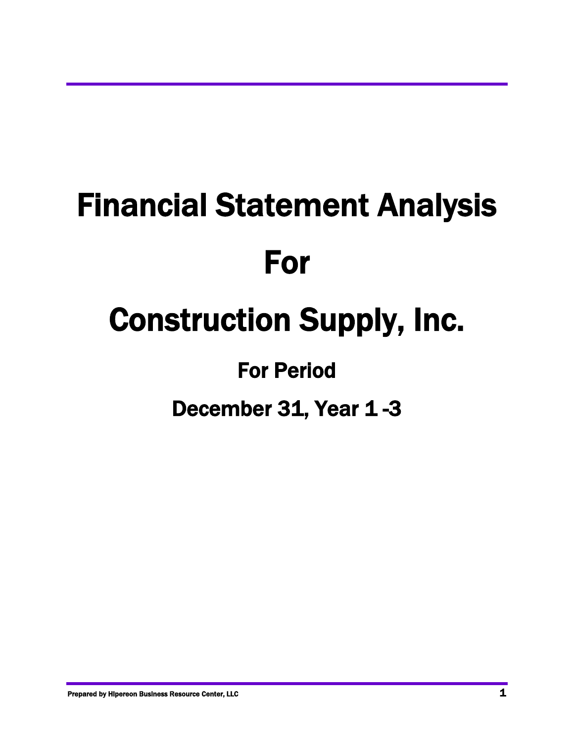# Financial Statement Analysis

# For

# Construction Supply, Inc.

## For Period

## December 31, Year 1 -3

**Prepared by Hipereon Business Resource Center, LLC**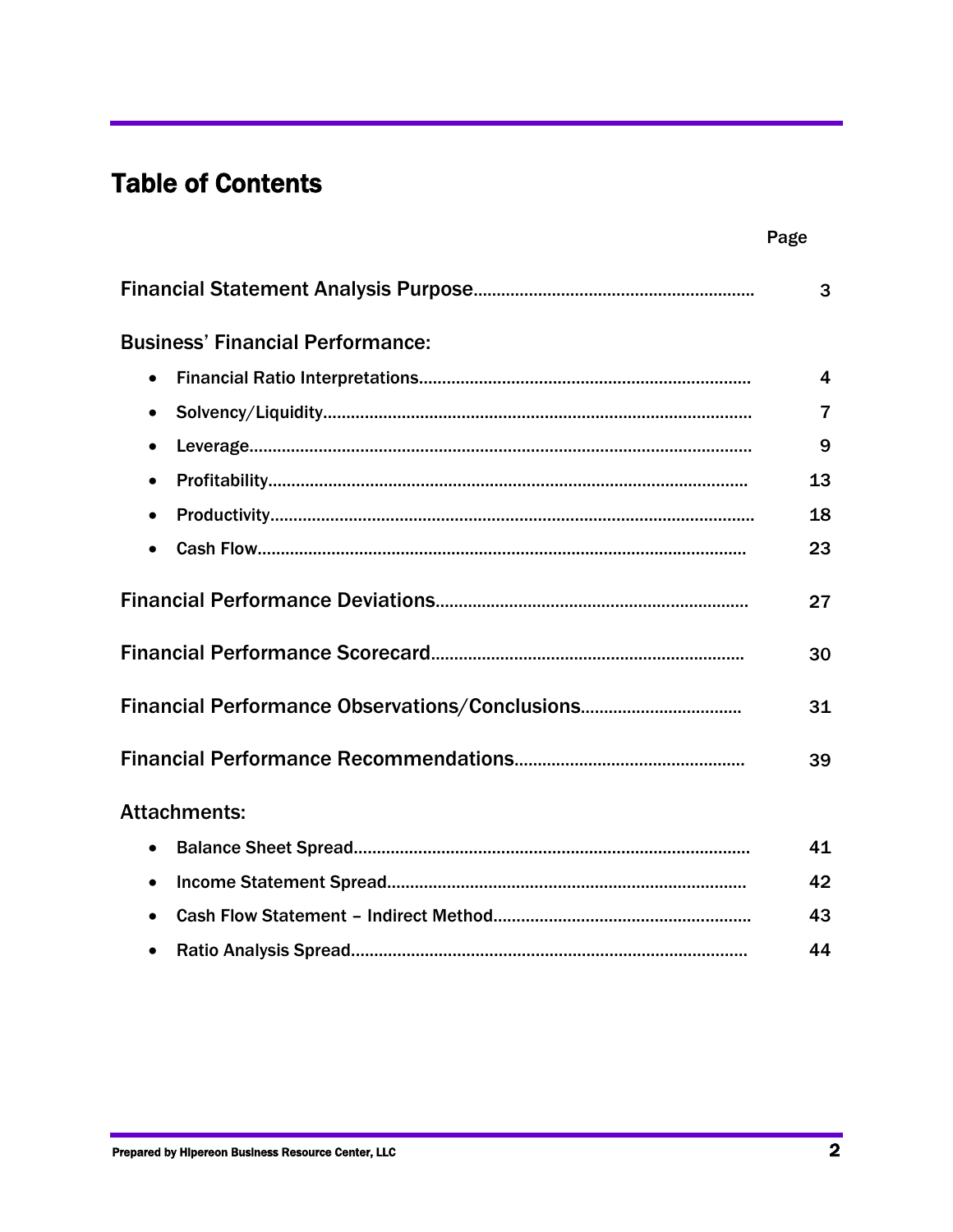# Table of Contents

| | Page |
|---|---|
| Financial Statement Analysis Purpose | 3 |
| **Business' Financial Performance:** | |
| • Financial Ratio Interpretations | 4 |
| • Solvency/Liquidity | 7 |
| • Leverage | 9 |
| • Profitability | 13 |
| • Productivity | 18 |
| • Cash Flow | 23 |
| Financial Performance Deviations | 27 |
| Financial Performance Scorecard | 30 |
| Financial Performance Observations/Conclusions | 31 |
| Financial Performance Recommendations | 39 |
| **Attachments:** | |
| • Balance Sheet Spread | 41 |
| • Income Statement Spread | 42 |
| • Cash Flow Statement – Indirect Method | 43 |
| • Ratio Analysis Spread | 44 |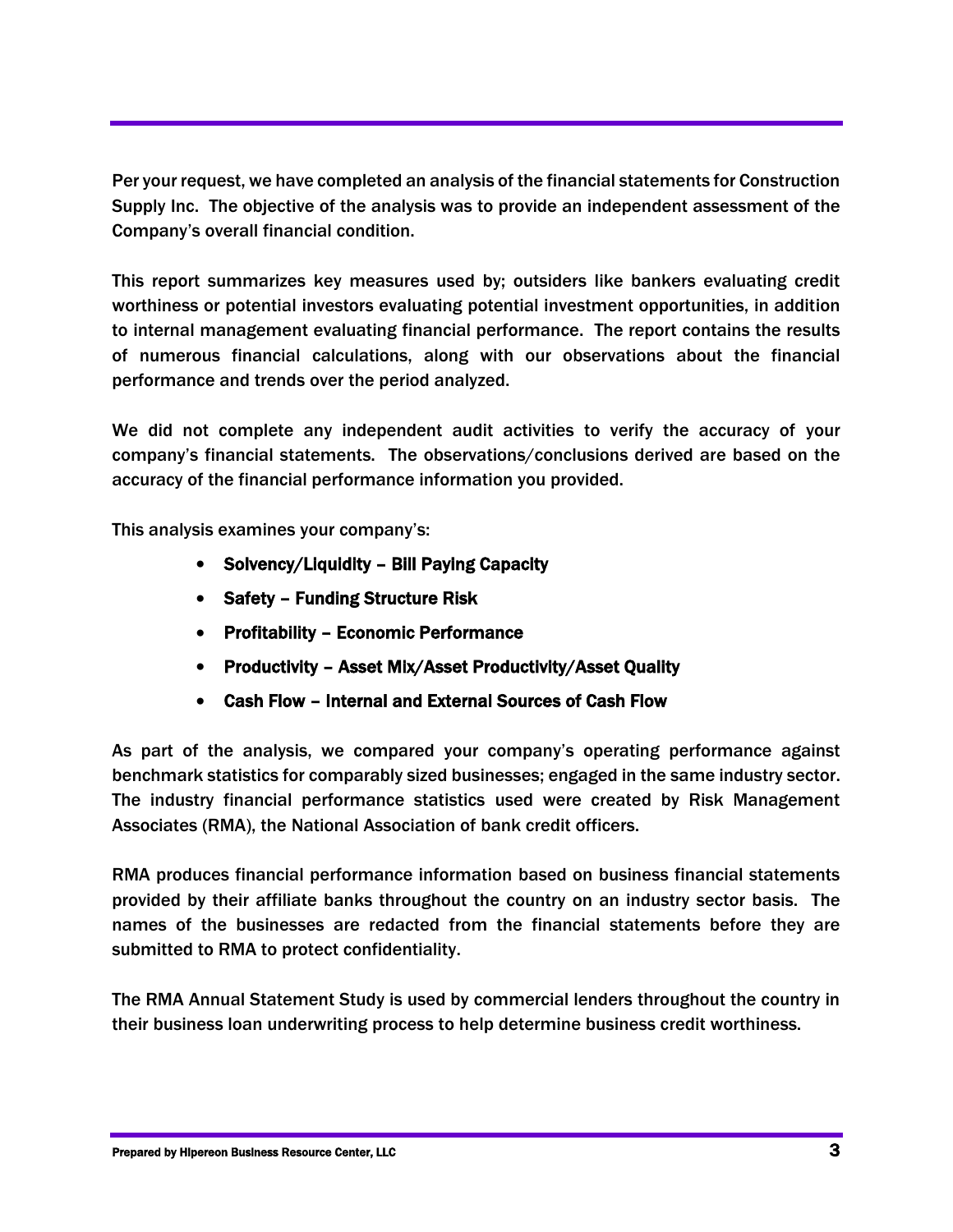Per your request, we have completed an analysis of the financial statements for Construction Supply Inc. The objective of the analysis was to provide an independent assessment of the Company's overall financial condition.

This report summarizes key measures used by; outsiders like bankers evaluating credit worthiness or potential investors evaluating potential investment opportunities, in addition to internal management evaluating financial performance. The report contains the results of numerous financial calculations, along with our observations about the financial performance and trends over the period analyzed.

We did not complete any independent audit activities to verify the accuracy of your company's financial statements. The observations/conclusions derived are based on the accuracy of the financial performance information you provided.

This analysis examines your company's:

- **Solvency/Liquidity – Bill Paying Capacity**
- **Safety – Funding Structure Risk**
- **Profitability – Economic Performance**
- **Productivity – Asset Mix/Asset Productivity/Asset Quality**
- **Cash Flow – Internal and External Sources of Cash Flow**

As part of the analysis, we compared your company's operating performance against benchmark statistics for comparably sized businesses; engaged in the same industry sector. The industry financial performance statistics used were created by Risk Management Associates (RMA), the National Association of bank credit officers.

RMA produces financial performance information based on business financial statements provided by their affiliate banks throughout the country on an industry sector basis. The names of the businesses are redacted from the financial statements before they are submitted to RMA to protect confidentiality.

The RMA Annual Statement Study is used by commercial lenders throughout the country in their business loan underwriting process to help determine business credit worthiness.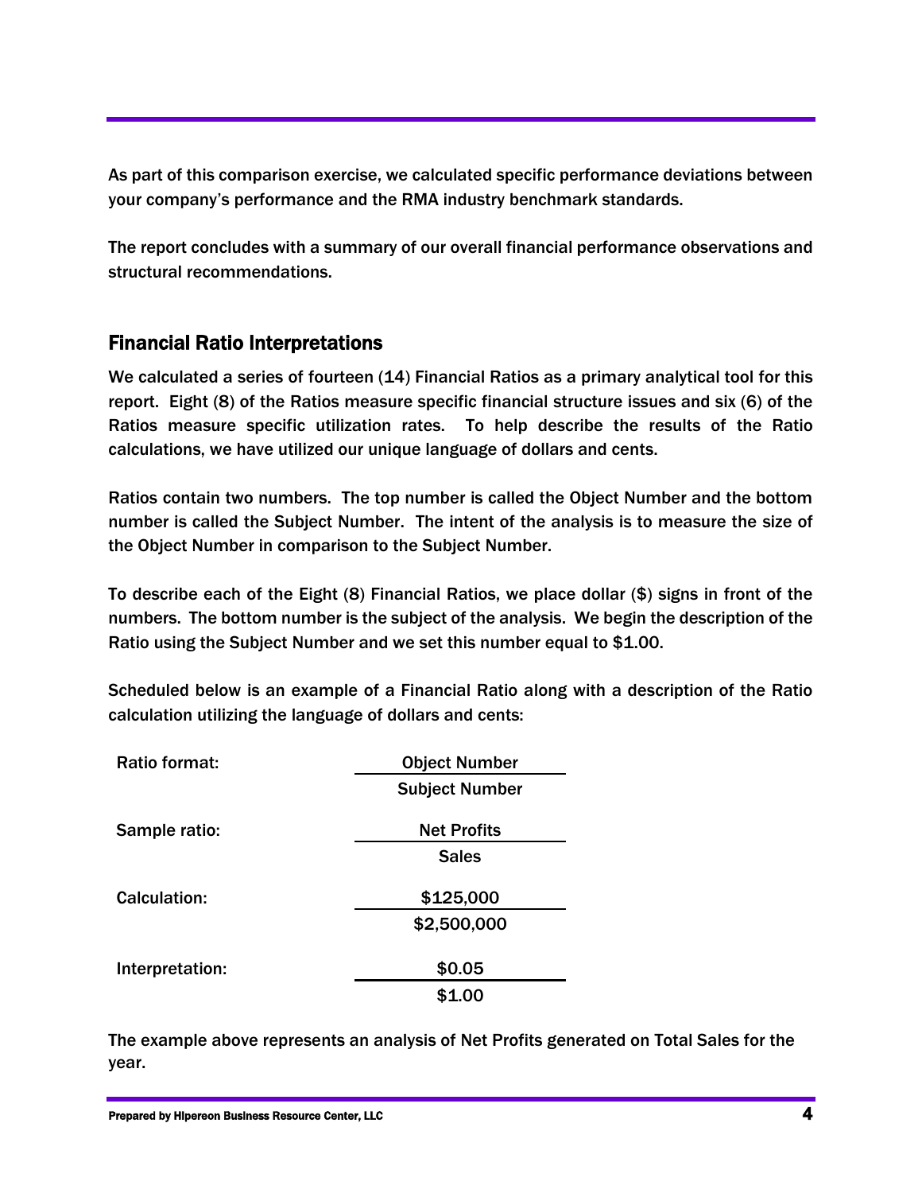As part of this comparison exercise, we calculated specific performance deviations between your company's performance and the RMA industry benchmark standards.

The report concludes with a summary of our overall financial performance observations and structural recommendations.

## Financial Ratio Interpretations

We calculated a series of fourteen (14) Financial Ratios as a primary analytical tool for this report. Eight (8) of the Ratios measure specific financial structure issues and six (6) of the Ratios measure specific utilization rates. To help describe the results of the Ratio calculations, we have utilized our unique language of dollars and cents.

Ratios contain two numbers. The top number is called the Object Number and the bottom number is called the Subject Number. The intent of the analysis is to measure the size of the Object Number in comparison to the Subject Number.

To describe each of the Eight (8) Financial Ratios, we place dollar ($) signs in front of the numbers. The bottom number is the subject of the analysis. We begin the description of the Ratio using the Subject Number and we set this number equal to $1.00.

Scheduled below is an example of a Financial Ratio along with a description of the Ratio calculation utilizing the language of dollars and cents:

| | |
|---|---|
| Ratio format: | Object Number / Subject Number |
| Sample ratio: | Net Profits / Sales |
| Calculation: | $125,000 / $2,500,000 |
| Interpretation: | $0.05 / $1.00 |

The example above represents an analysis of Net Profits generated on Total Sales for the year.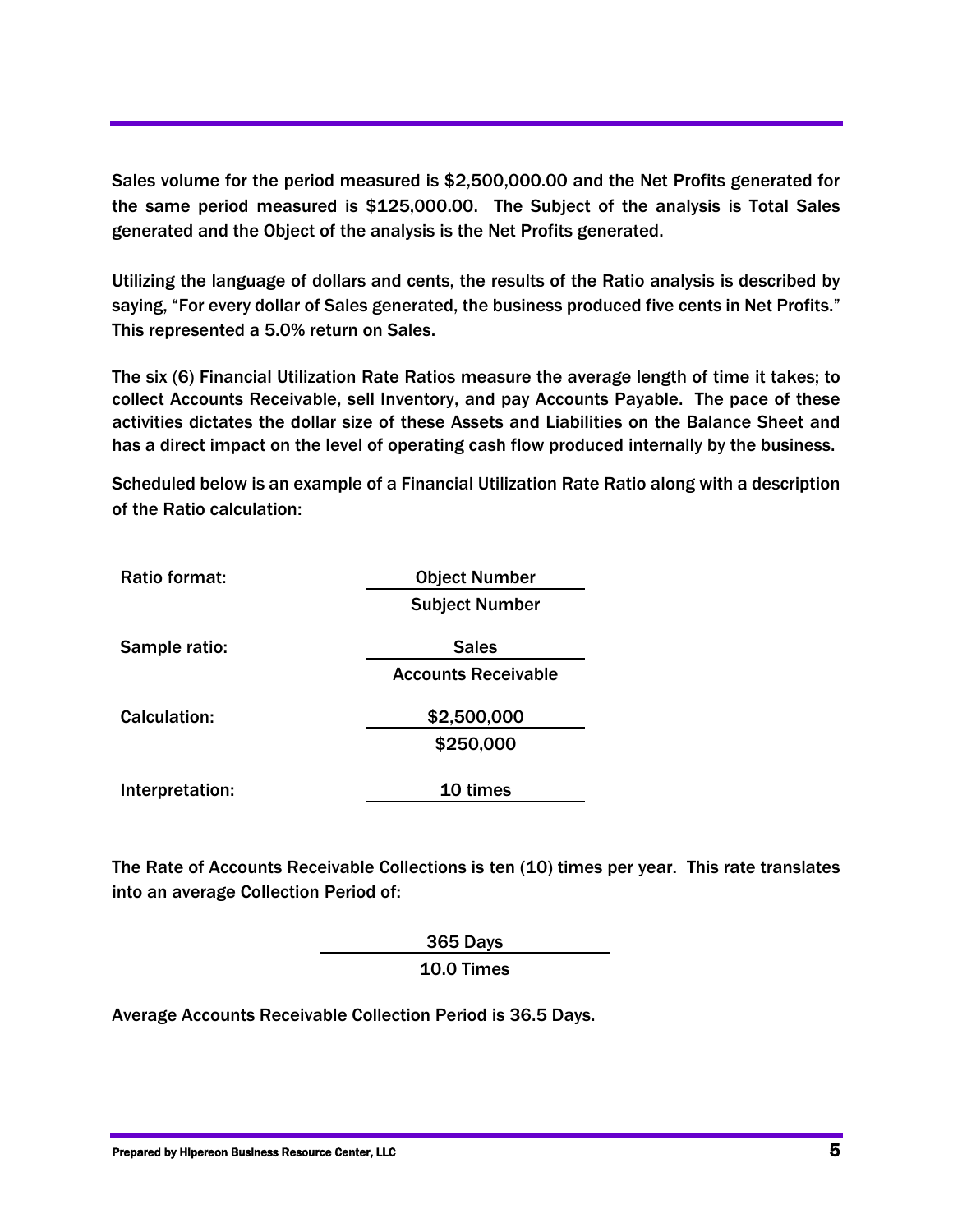Sales volume for the period measured is $2,500,000.00 and the Net Profits generated for the same period measured is $125,000.00. The Subject of the analysis is Total Sales generated and the Object of the analysis is the Net Profits generated.

Utilizing the language of dollars and cents, the results of the Ratio analysis is described by saying, "For every dollar of Sales generated, the business produced five cents in Net Profits." This represented a 5.0% return on Sales.

The six (6) Financial Utilization Rate Ratios measure the average length of time it takes; to collect Accounts Receivable, sell Inventory, and pay Accounts Payable. The pace of these activities dictates the dollar size of these Assets and Liabilities on the Balance Sheet and has a direct impact on the level of operating cash flow produced internally by the business.

Scheduled below is an example of a Financial Utilization Rate Ratio along with a description of the Ratio calculation:

Ratio format:

$$\frac{\text{Object Number}}{\text{Subject Number}}$$

Sample ratio:

$$\frac{\text{Sales}}{\text{Accounts Receivable}}$$

Calculation:

$$\frac{\$2{,}500{,}000}{\$250{,}000}$$

Interpretation: 10 times

The Rate of Accounts Receivable Collections is ten (10) times per year. This rate translates into an average Collection Period of:

$$\frac{\text{365 Days}}{\text{10.0 Times}}$$

Average Accounts Receivable Collection Period is 36.5 Days.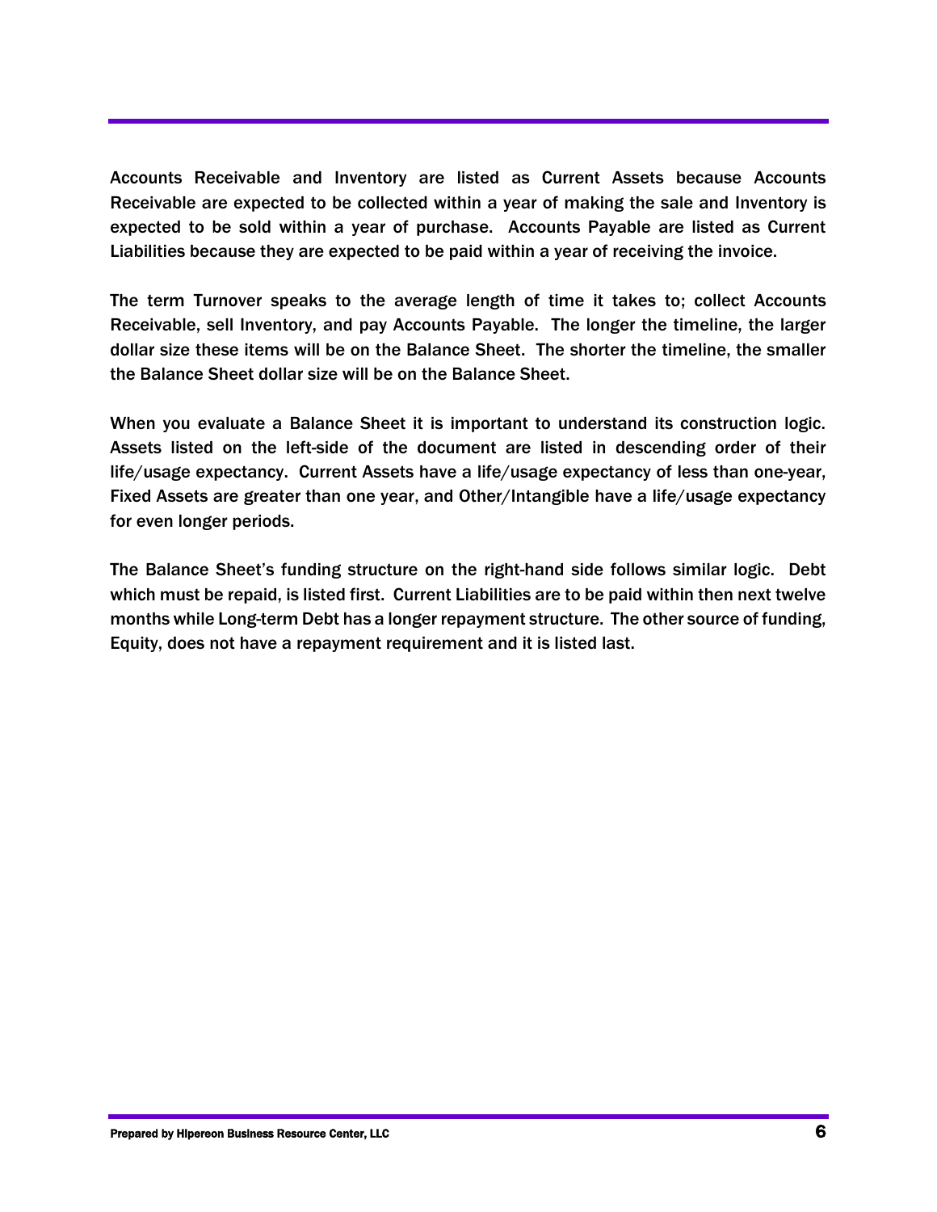Accounts Receivable and Inventory are listed as Current Assets because Accounts Receivable are expected to be collected within a year of making the sale and Inventory is expected to be sold within a year of purchase. Accounts Payable are listed as Current Liabilities because they are expected to be paid within a year of receiving the invoice.

The term Turnover speaks to the average length of time it takes to; collect Accounts Receivable, sell Inventory, and pay Accounts Payable. The longer the timeline, the larger dollar size these items will be on the Balance Sheet. The shorter the timeline, the smaller the Balance Sheet dollar size will be on the Balance Sheet.

When you evaluate a Balance Sheet it is important to understand its construction logic. Assets listed on the left-side of the document are listed in descending order of their life/usage expectancy. Current Assets have a life/usage expectancy of less than one-year, Fixed Assets are greater than one year, and Other/Intangible have a life/usage expectancy for even longer periods.

The Balance Sheet's funding structure on the right-hand side follows similar logic. Debt which must be repaid, is listed first. Current Liabilities are to be paid within then next twelve months while Long-term Debt has a longer repayment structure. The other source of funding, Equity, does not have a repayment requirement and it is listed last.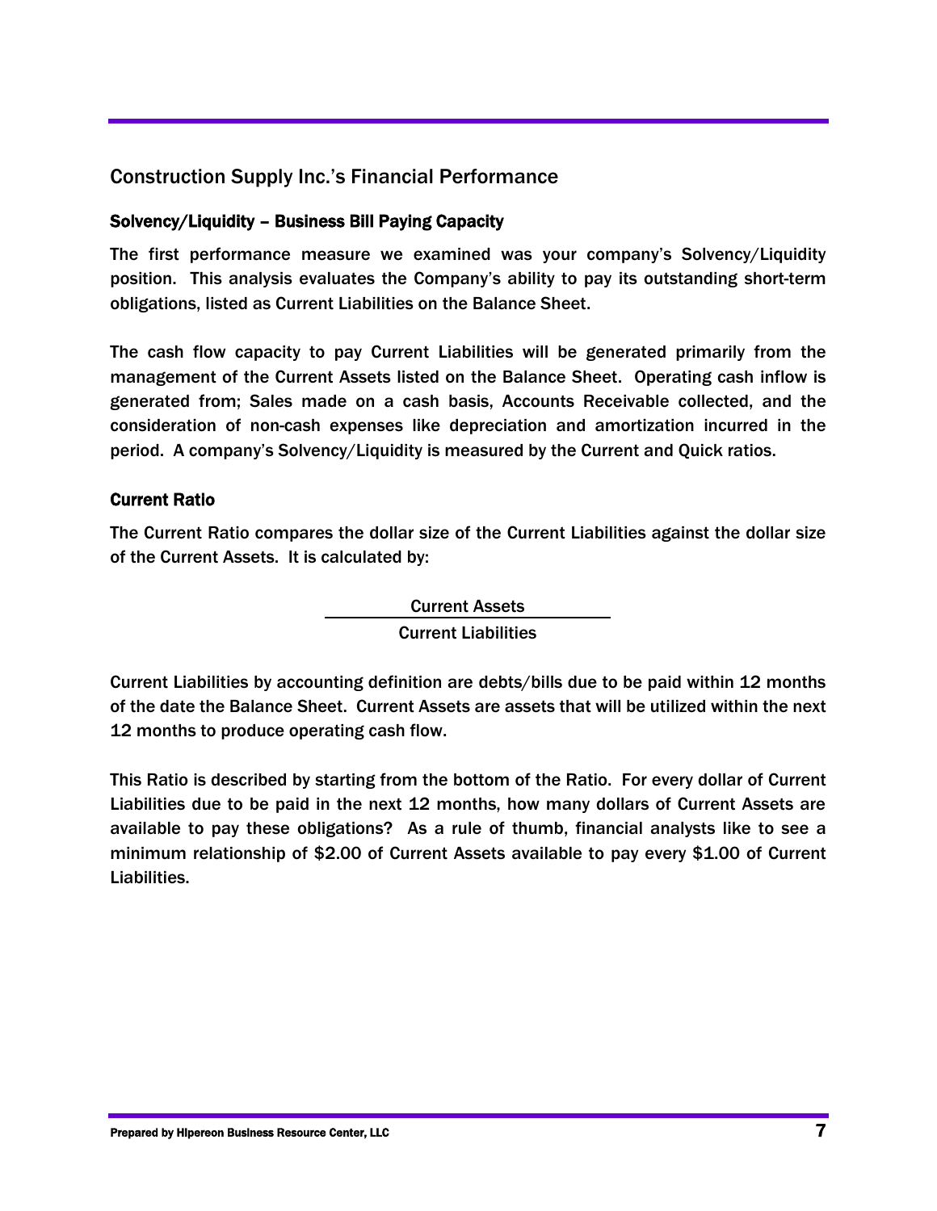## Construction Supply Inc.'s Financial Performance

### Solvency/Liquidity – Business Bill Paying Capacity

The first performance measure we examined was your company's Solvency/Liquidity position. This analysis evaluates the Company's ability to pay its outstanding short-term obligations, listed as Current Liabilities on the Balance Sheet.

The cash flow capacity to pay Current Liabilities will be generated primarily from the management of the Current Assets listed on the Balance Sheet. Operating cash inflow is generated from; Sales made on a cash basis, Accounts Receivable collected, and the consideration of non-cash expenses like depreciation and amortization incurred in the period. A company's Solvency/Liquidity is measured by the Current and Quick ratios.

### Current Ratio

The Current Ratio compares the dollar size of the Current Liabilities against the dollar size of the Current Assets. It is calculated by:

$$\frac{\text{Current Assets}}{\text{Current Liabilities}}$$

Current Liabilities by accounting definition are debts/bills due to be paid within 12 months of the date the Balance Sheet. Current Assets are assets that will be utilized within the next 12 months to produce operating cash flow.

This Ratio is described by starting from the bottom of the Ratio. For every dollar of Current Liabilities due to be paid in the next 12 months, how many dollars of Current Assets are available to pay these obligations? As a rule of thumb, financial analysts like to see a minimum relationship of $2.00 of Current Assets available to pay every $1.00 of Current Liabilities.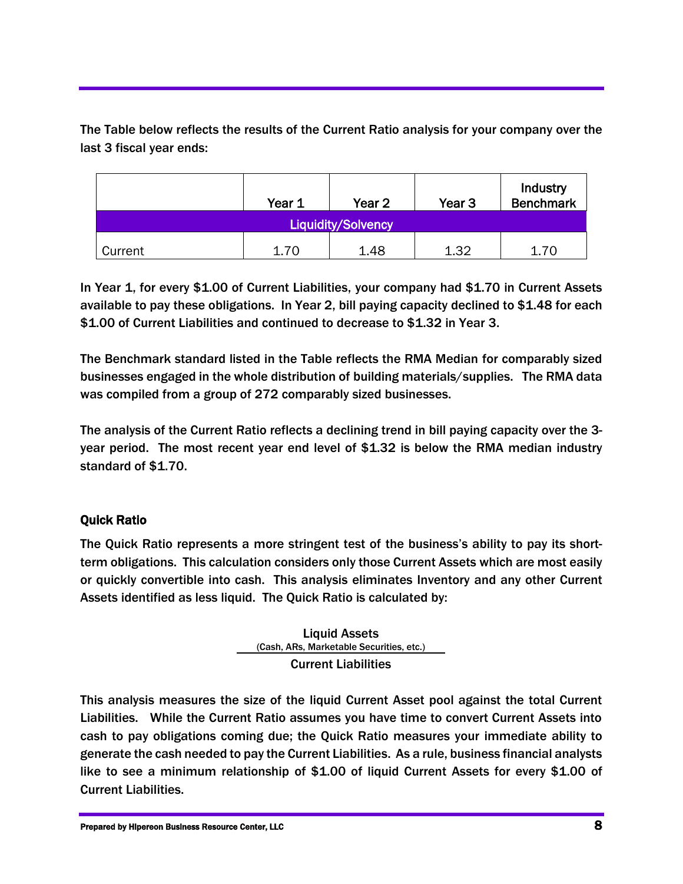The Table below reflects the results of the Current Ratio analysis for your company over the last 3 fiscal year ends:

| | Year 1 | Year 2 | Year 3 | Industry Benchmark |
|---|---|---|---|---|
| **Liquidity/Solvency** | | | | |
| Current | 1.70 | 1.48 | 1.32 | 1.70 |

In Year 1, for every $1.00 of Current Liabilities, your company had $1.70 in Current Assets available to pay these obligations. In Year 2, bill paying capacity declined to $1.48 for each $1.00 of Current Liabilities and continued to decrease to $1.32 in Year 3.

The Benchmark standard listed in the Table reflects the RMA Median for comparably sized businesses engaged in the whole distribution of building materials/supplies. The RMA data was compiled from a group of 272 comparably sized businesses.

The analysis of the Current Ratio reflects a declining trend in bill paying capacity over the 3-year period. The most recent year end level of $1.32 is below the RMA median industry standard of $1.70.

### Quick Ratio

The Quick Ratio represents a more stringent test of the business's ability to pay its short-term obligations. This calculation considers only those Current Assets which are most easily or quickly convertible into cash. This analysis eliminates Inventory and any other Current Assets identified as less liquid. The Quick Ratio is calculated by:

$$\frac{\text{Liquid Assets (Cash, ARs, Marketable Securities, etc.)}}{\text{Current Liabilities}}$$

This analysis measures the size of the liquid Current Asset pool against the total Current Liabilities. While the Current Ratio assumes you have time to convert Current Assets into cash to pay obligations coming due; the Quick Ratio measures your immediate ability to generate the cash needed to pay the Current Liabilities. As a rule, business financial analysts like to see a minimum relationship of $1.00 of liquid Current Assets for every $1.00 of Current Liabilities.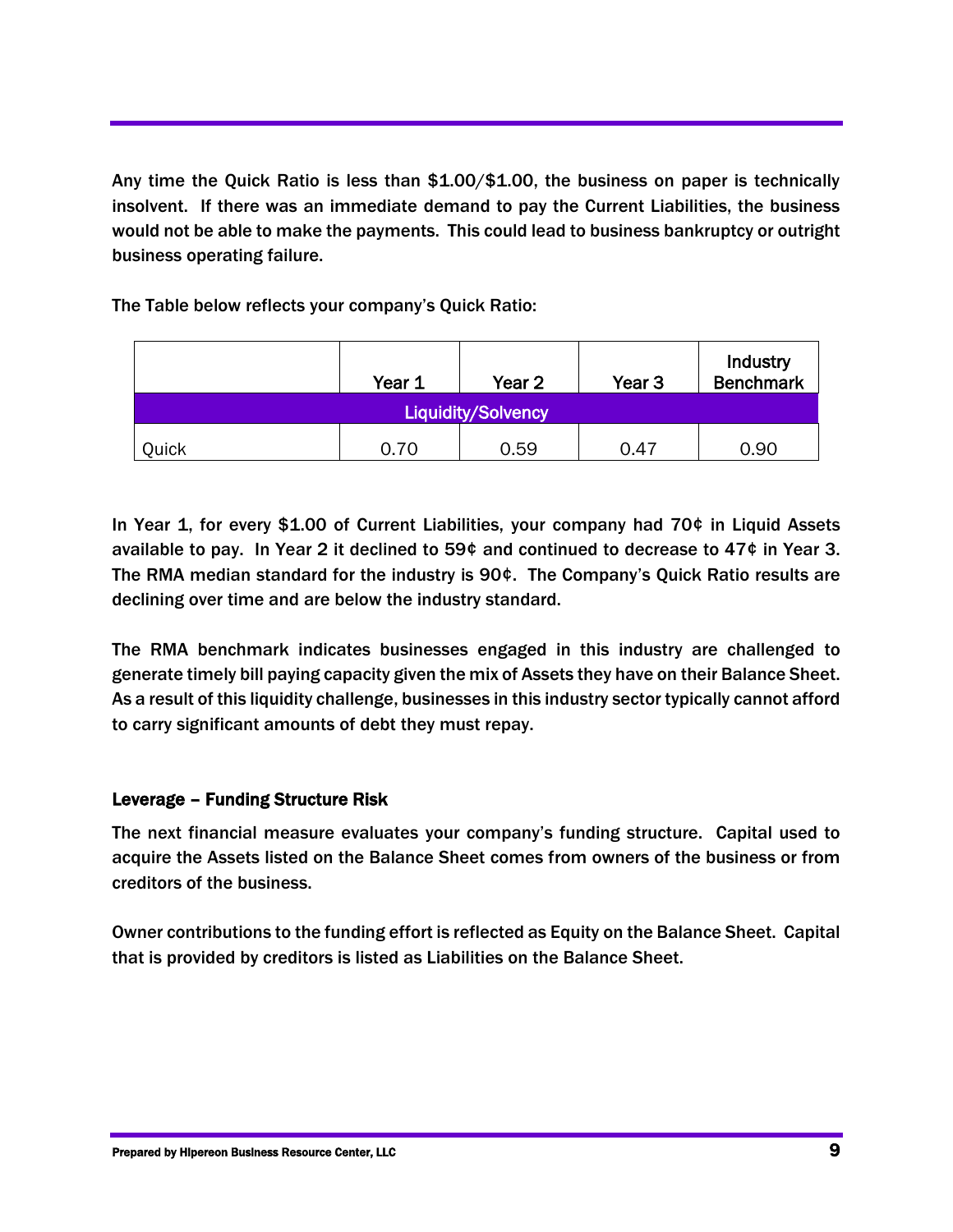Any time the Quick Ratio is less than $1.00/$1.00, the business on paper is technically insolvent. If there was an immediate demand to pay the Current Liabilities, the business would not be able to make the payments. This could lead to business bankruptcy or outright business operating failure.

The Table below reflects your company's Quick Ratio:

| | Year 1 | Year 2 | Year 3 | Industry Benchmark |
|---|---|---|---|---|
| **Liquidity/Solvency** | | | | |
| Quick | 0.70 | 0.59 | 0.47 | 0.90 |

In Year 1, for every $1.00 of Current Liabilities, your company had 70¢ in Liquid Assets available to pay. In Year 2 it declined to 59¢ and continued to decrease to 47¢ in Year 3. The RMA median standard for the industry is 90¢. The Company's Quick Ratio results are declining over time and are below the industry standard.

The RMA benchmark indicates businesses engaged in this industry are challenged to generate timely bill paying capacity given the mix of Assets they have on their Balance Sheet. As a result of this liquidity challenge, businesses in this industry sector typically cannot afford to carry significant amounts of debt they must repay.

### Leverage – Funding Structure Risk

The next financial measure evaluates your company's funding structure. Capital used to acquire the Assets listed on the Balance Sheet comes from owners of the business or from creditors of the business.

Owner contributions to the funding effort is reflected as Equity on the Balance Sheet. Capital that is provided by creditors is listed as Liabilities on the Balance Sheet.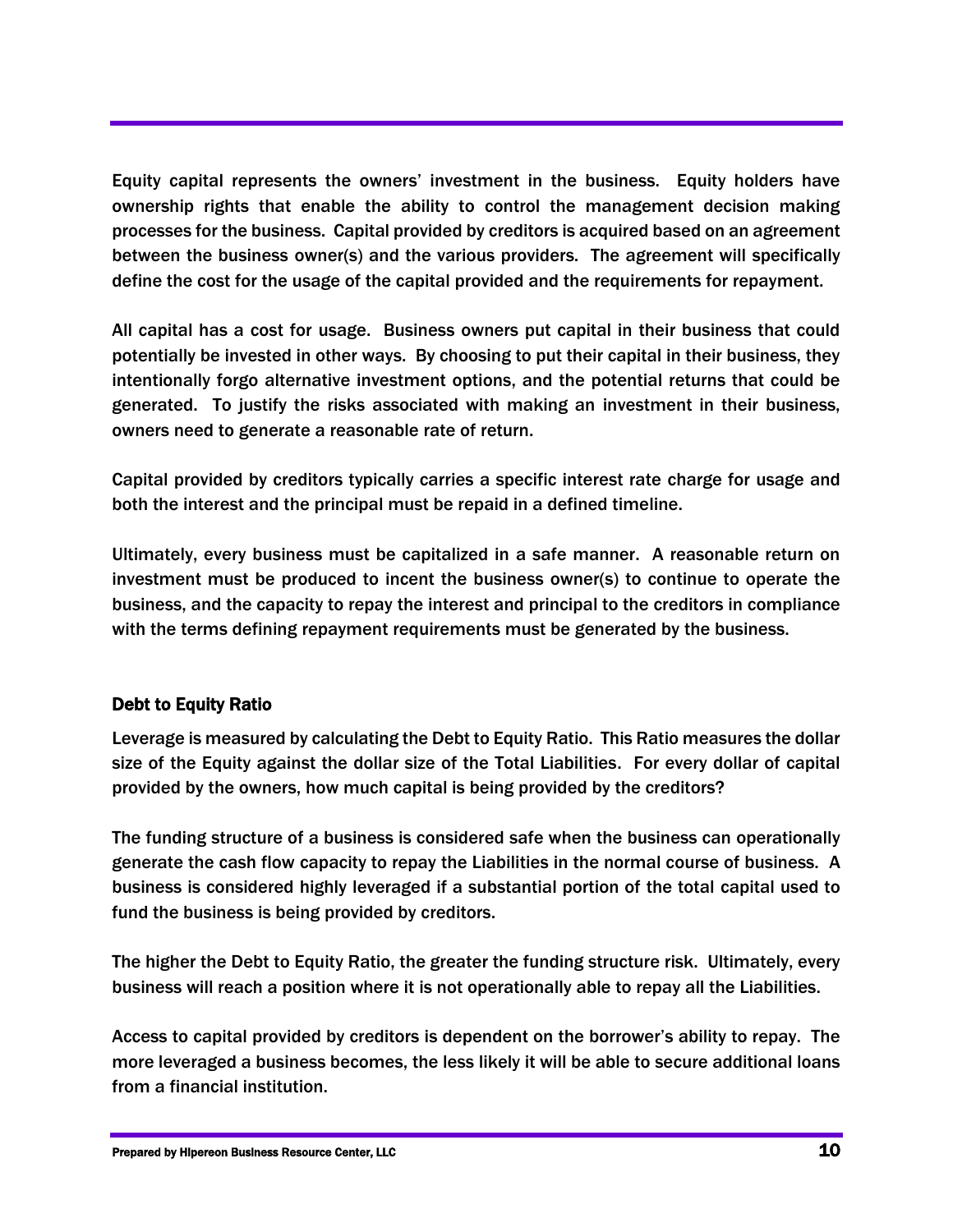Equity capital represents the owners' investment in the business. Equity holders have ownership rights that enable the ability to control the management decision making processes for the business. Capital provided by creditors is acquired based on an agreement between the business owner(s) and the various providers. The agreement will specifically define the cost for the usage of the capital provided and the requirements for repayment.

All capital has a cost for usage. Business owners put capital in their business that could potentially be invested in other ways. By choosing to put their capital in their business, they intentionally forgo alternative investment options, and the potential returns that could be generated. To justify the risks associated with making an investment in their business, owners need to generate a reasonable rate of return.

Capital provided by creditors typically carries a specific interest rate charge for usage and both the interest and the principal must be repaid in a defined timeline.

Ultimately, every business must be capitalized in a safe manner. A reasonable return on investment must be produced to incent the business owner(s) to continue to operate the business, and the capacity to repay the interest and principal to the creditors in compliance with the terms defining repayment requirements must be generated by the business.

### Debt to Equity Ratio

Leverage is measured by calculating the Debt to Equity Ratio. This Ratio measures the dollar size of the Equity against the dollar size of the Total Liabilities. For every dollar of capital provided by the owners, how much capital is being provided by the creditors?

The funding structure of a business is considered safe when the business can operationally generate the cash flow capacity to repay the Liabilities in the normal course of business. A business is considered highly leveraged if a substantial portion of the total capital used to fund the business is being provided by creditors.

The higher the Debt to Equity Ratio, the greater the funding structure risk. Ultimately, every business will reach a position where it is not operationally able to repay all the Liabilities.

Access to capital provided by creditors is dependent on the borrower's ability to repay. The more leveraged a business becomes, the less likely it will be able to secure additional loans from a financial institution.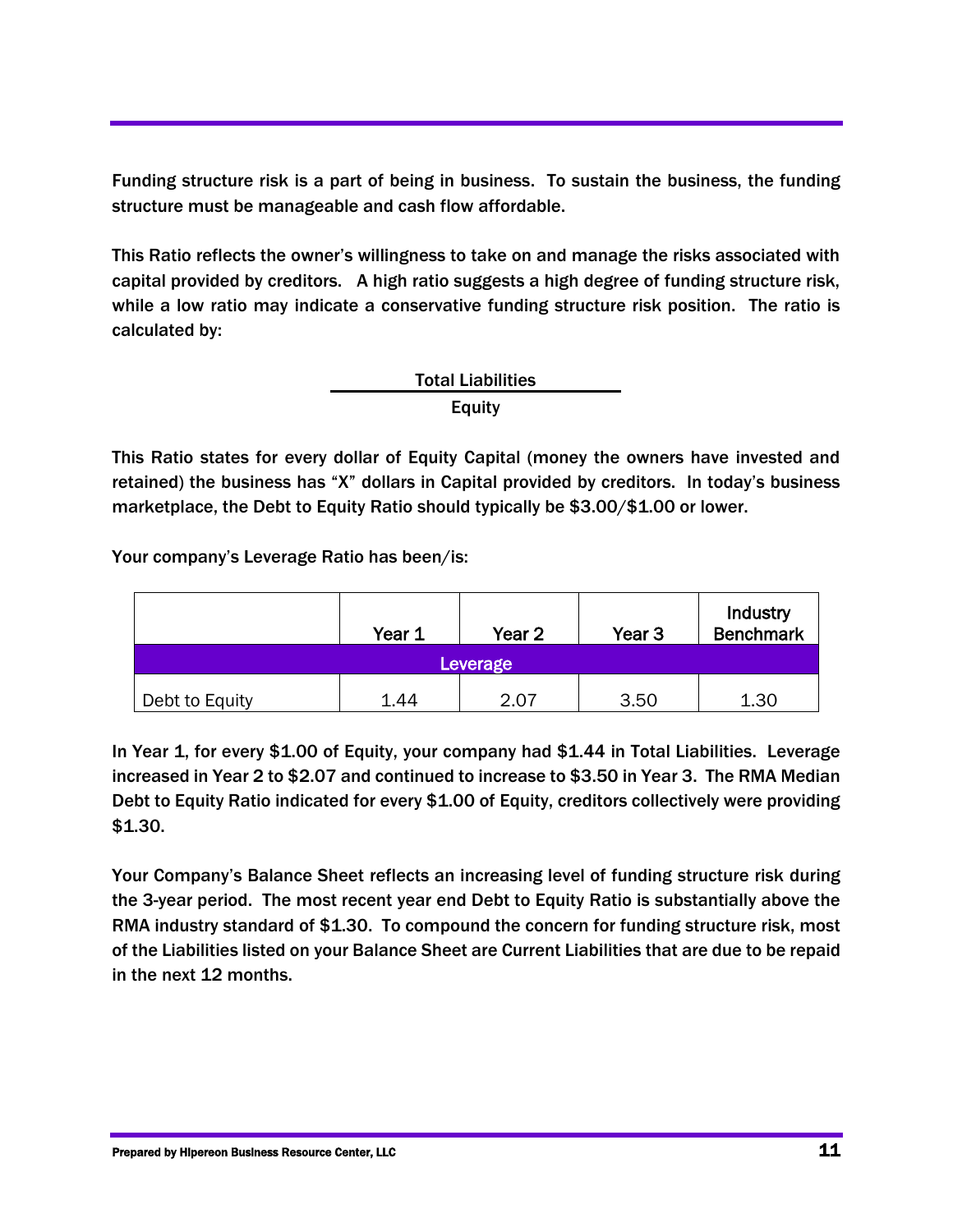Funding structure risk is a part of being in business. To sustain the business, the funding structure must be manageable and cash flow affordable.

This Ratio reflects the owner's willingness to take on and manage the risks associated with capital provided by creditors. A high ratio suggests a high degree of funding structure risk, while a low ratio may indicate a conservative funding structure risk position. The ratio is calculated by:

$$\frac{\text{Total Liabilities}}{\text{Equity}}$$

This Ratio states for every dollar of Equity Capital (money the owners have invested and retained) the business has "X" dollars in Capital provided by creditors. In today's business marketplace, the Debt to Equity Ratio should typically be $3.00/$1.00 or lower.

Your company's Leverage Ratio has been/is:

| | Year 1 | Year 2 | Year 3 | Industry Benchmark |
|---|---|---|---|---|
| **Leverage** | | | | |
| Debt to Equity | 1.44 | 2.07 | 3.50 | 1.30 |

In Year 1, for every $1.00 of Equity, your company had $1.44 in Total Liabilities. Leverage increased in Year 2 to $2.07 and continued to increase to $3.50 in Year 3. The RMA Median Debt to Equity Ratio indicated for every $1.00 of Equity, creditors collectively were providing $1.30.

Your Company's Balance Sheet reflects an increasing level of funding structure risk during the 3-year period. The most recent year end Debt to Equity Ratio is substantially above the RMA industry standard of $1.30. To compound the concern for funding structure risk, most of the Liabilities listed on your Balance Sheet are Current Liabilities that are due to be repaid in the next 12 months.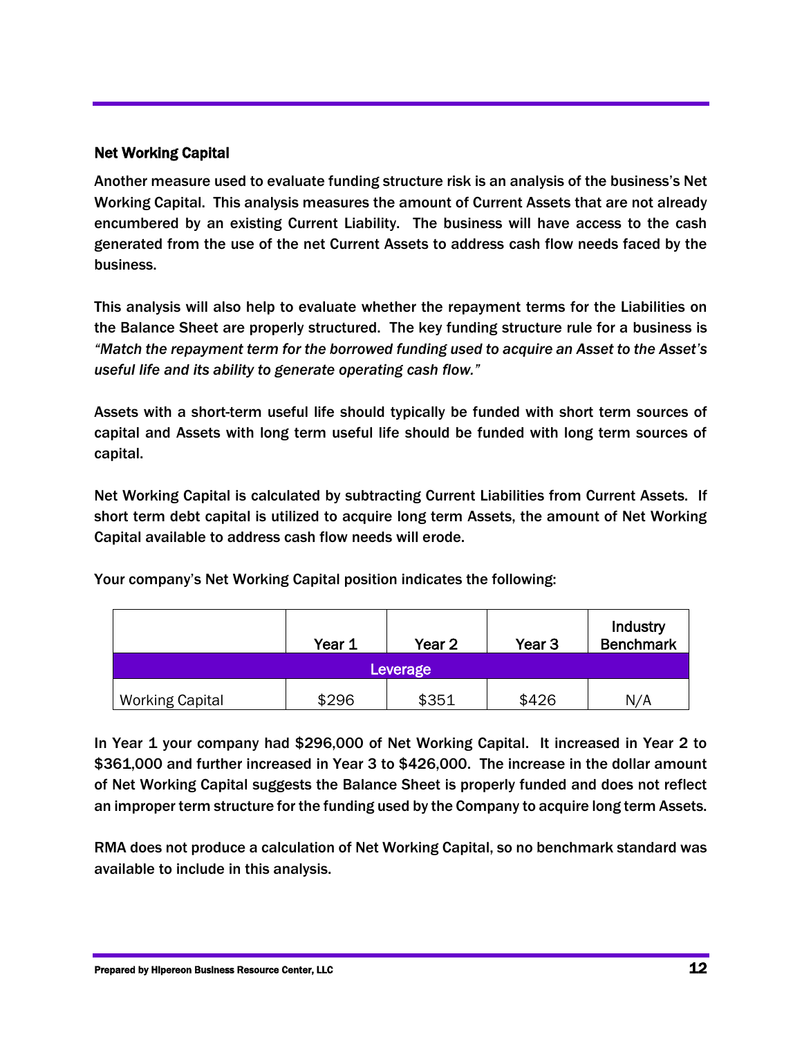## Net Working Capital

Another measure used to evaluate funding structure risk is an analysis of the business's Net Working Capital. This analysis measures the amount of Current Assets that are not already encumbered by an existing Current Liability. The business will have access to the cash generated from the use of the net Current Assets to address cash flow needs faced by the business.

This analysis will also help to evaluate whether the repayment terms for the Liabilities on the Balance Sheet are properly structured. The key funding structure rule for a business is *"Match the repayment term for the borrowed funding used to acquire an Asset to the Asset's useful life and its ability to generate operating cash flow."*

Assets with a short-term useful life should typically be funded with short term sources of capital and Assets with long term useful life should be funded with long term sources of capital.

Net Working Capital is calculated by subtracting Current Liabilities from Current Assets. If short term debt capital is utilized to acquire long term Assets, the amount of Net Working Capital available to address cash flow needs will erode.

Your company's Net Working Capital position indicates the following:

| | Year 1 | Year 2 | Year 3 | Industry Benchmark |
|---|---|---|---|---|
| Leverage | | | | |
| Working Capital | $296 | $351 | $426 | N/A |

In Year 1 your company had $296,000 of Net Working Capital. It increased in Year 2 to $361,000 and further increased in Year 3 to $426,000. The increase in the dollar amount of Net Working Capital suggests the Balance Sheet is properly funded and does not reflect an improper term structure for the funding used by the Company to acquire long term Assets.

RMA does not produce a calculation of Net Working Capital, so no benchmark standard was available to include in this analysis.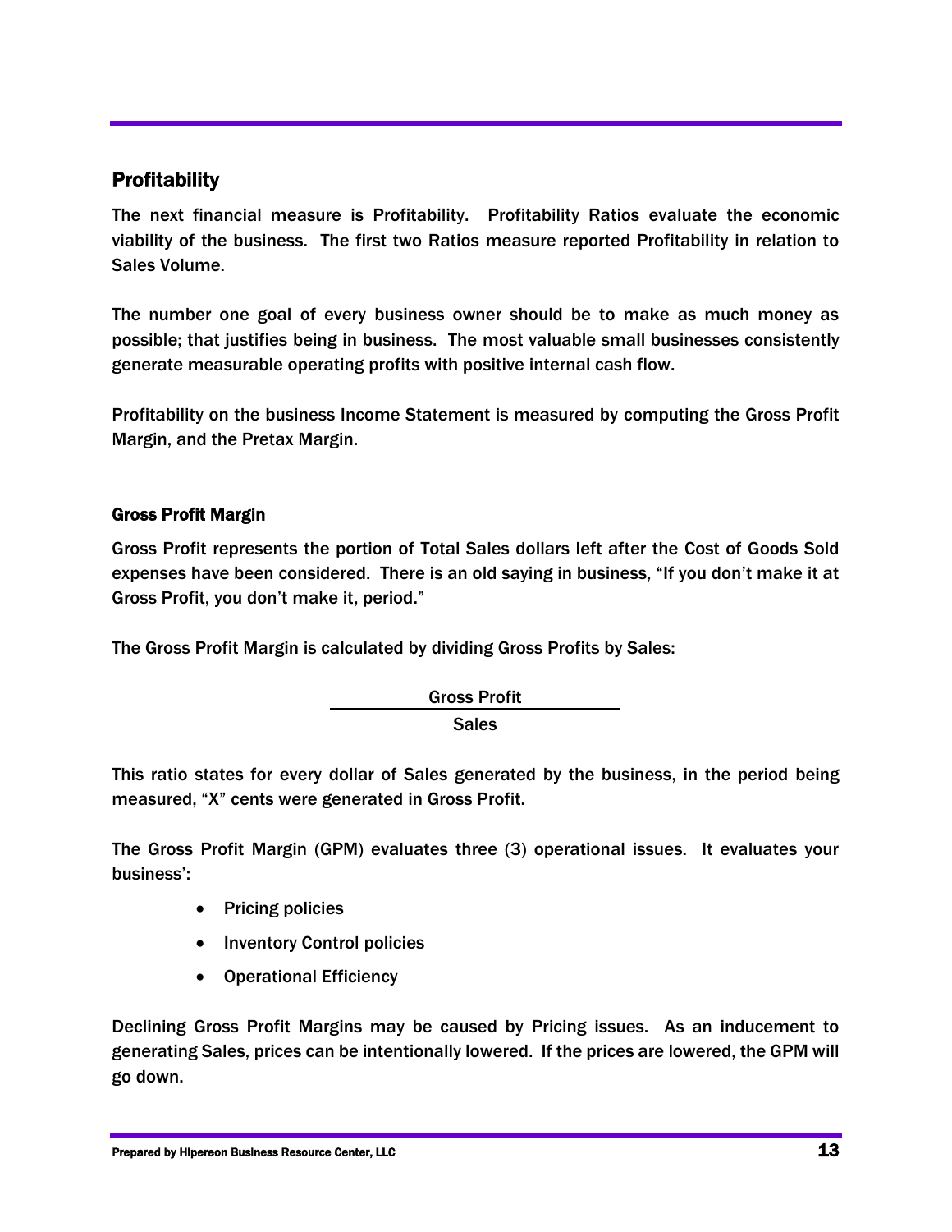## Profitability

The next financial measure is Profitability. Profitability Ratios evaluate the economic viability of the business. The first two Ratios measure reported Profitability in relation to Sales Volume.

The number one goal of every business owner should be to make as much money as possible; that justifies being in business. The most valuable small businesses consistently generate measurable operating profits with positive internal cash flow.

Profitability on the business Income Statement is measured by computing the Gross Profit Margin, and the Pretax Margin.

### Gross Profit Margin

Gross Profit represents the portion of Total Sales dollars left after the Cost of Goods Sold expenses have been considered. There is an old saying in business, "If you don't make it at Gross Profit, you don't make it, period."

The Gross Profit Margin is calculated by dividing Gross Profits by Sales:

$$\frac{\text{Gross Profit}}{\text{Sales}}$$

This ratio states for every dollar of Sales generated by the business, in the period being measured, "X" cents were generated in Gross Profit.

The Gross Profit Margin (GPM) evaluates three (3) operational issues. It evaluates your business':

- Pricing policies
- Inventory Control policies
- Operational Efficiency

Declining Gross Profit Margins may be caused by Pricing issues. As an inducement to generating Sales, prices can be intentionally lowered. If the prices are lowered, the GPM will go down.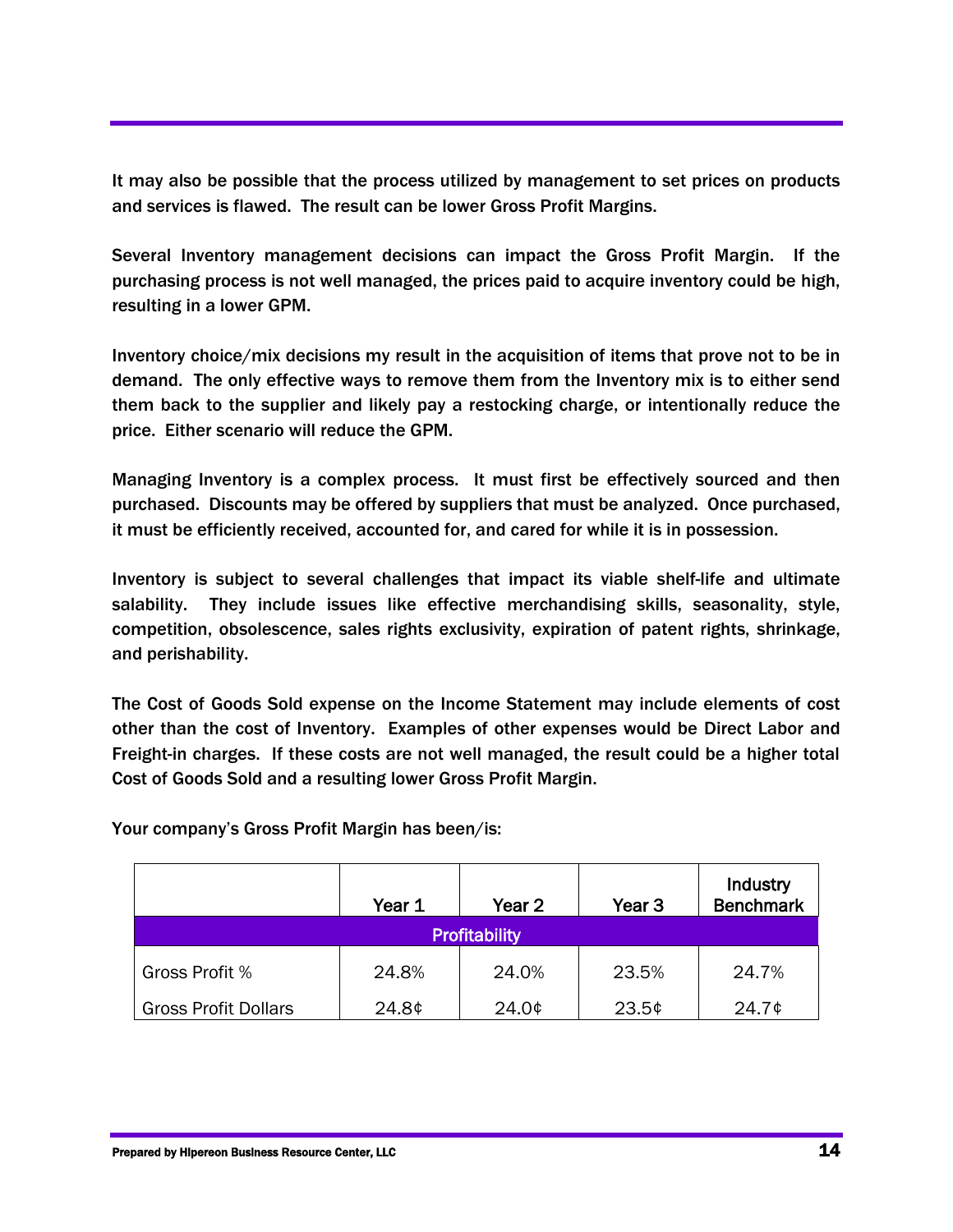It may also be possible that the process utilized by management to set prices on products and services is flawed. The result can be lower Gross Profit Margins.

Several Inventory management decisions can impact the Gross Profit Margin. If the purchasing process is not well managed, the prices paid to acquire inventory could be high, resulting in a lower GPM.

Inventory choice/mix decisions my result in the acquisition of items that prove not to be in demand. The only effective ways to remove them from the Inventory mix is to either send them back to the supplier and likely pay a restocking charge, or intentionally reduce the price. Either scenario will reduce the GPM.

Managing Inventory is a complex process. It must first be effectively sourced and then purchased. Discounts may be offered by suppliers that must be analyzed. Once purchased, it must be efficiently received, accounted for, and cared for while it is in possession.

Inventory is subject to several challenges that impact its viable shelf-life and ultimate salability. They include issues like effective merchandising skills, seasonality, style, competition, obsolescence, sales rights exclusivity, expiration of patent rights, shrinkage, and perishability.

The Cost of Goods Sold expense on the Income Statement may include elements of cost other than the cost of Inventory. Examples of other expenses would be Direct Labor and Freight-in charges. If these costs are not well managed, the result could be a higher total Cost of Goods Sold and a resulting lower Gross Profit Margin.

Your company's Gross Profit Margin has been/is:

| | Year 1 | Year 2 | Year 3 | Industry Benchmark |
|---|---|---|---|---|
| **Profitability** | | | | |
| Gross Profit % | 24.8% | 24.0% | 23.5% | 24.7% |
| Gross Profit Dollars | 24.8¢ | 24.0¢ | 23.5¢ | 24.7¢ |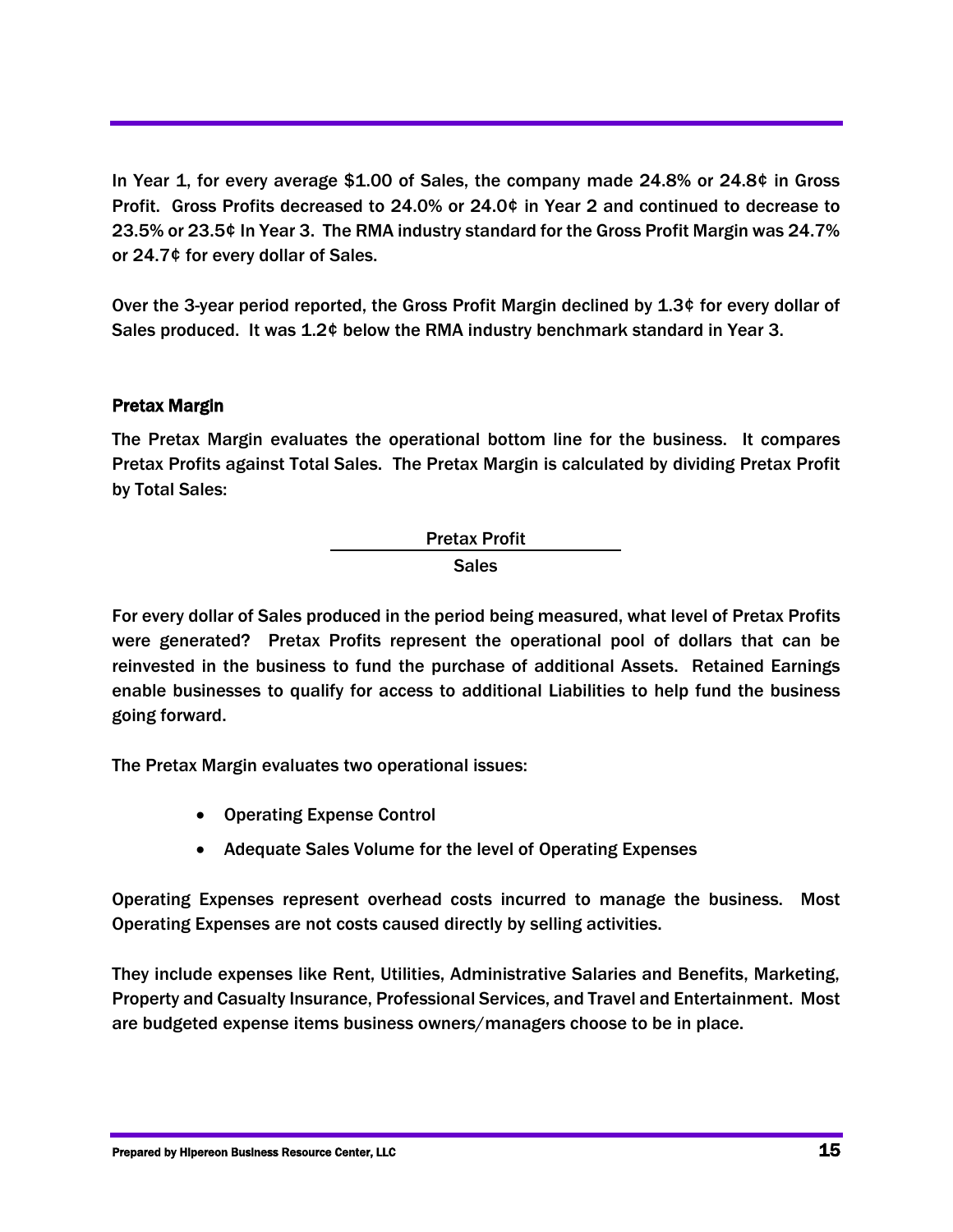In Year 1, for every average $1.00 of Sales, the company made 24.8% or 24.8¢ in Gross Profit. Gross Profits decreased to 24.0% or 24.0¢ in Year 2 and continued to decrease to 23.5% or 23.5¢ In Year 3. The RMA industry standard for the Gross Profit Margin was 24.7% or 24.7¢ for every dollar of Sales.

Over the 3-year period reported, the Gross Profit Margin declined by 1.3¢ for every dollar of Sales produced. It was 1.2¢ below the RMA industry benchmark standard in Year 3.

### Pretax Margin

The Pretax Margin evaluates the operational bottom line for the business. It compares Pretax Profits against Total Sales. The Pretax Margin is calculated by dividing Pretax Profit by Total Sales:

$$\frac{\text{Pretax Profit}}{\text{Sales}}$$

For every dollar of Sales produced in the period being measured, what level of Pretax Profits were generated? Pretax Profits represent the operational pool of dollars that can be reinvested in the business to fund the purchase of additional Assets. Retained Earnings enable businesses to qualify for access to additional Liabilities to help fund the business going forward.

The Pretax Margin evaluates two operational issues:

- Operating Expense Control
- Adequate Sales Volume for the level of Operating Expenses

Operating Expenses represent overhead costs incurred to manage the business. Most Operating Expenses are not costs caused directly by selling activities.

They include expenses like Rent, Utilities, Administrative Salaries and Benefits, Marketing, Property and Casualty Insurance, Professional Services, and Travel and Entertainment. Most are budgeted expense items business owners/managers choose to be in place.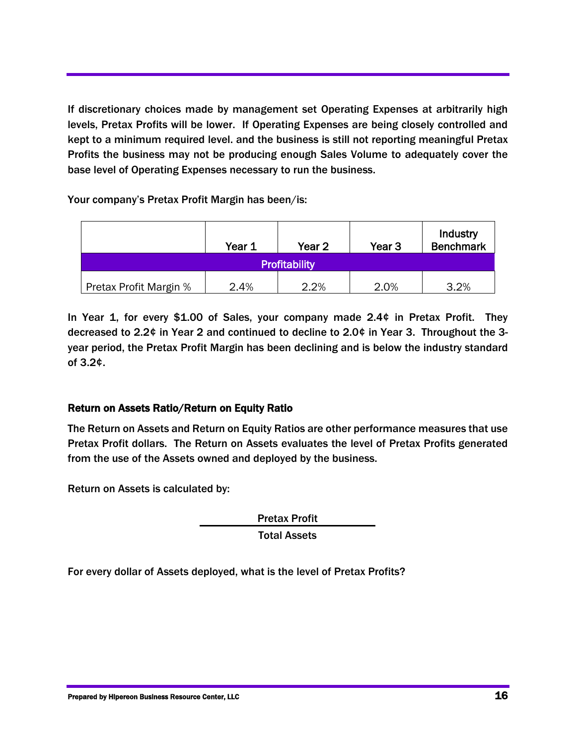If discretionary choices made by management set Operating Expenses at arbitrarily high levels, Pretax Profits will be lower. If Operating Expenses are being closely controlled and kept to a minimum required level. and the business is still not reporting meaningful Pretax Profits the business may not be producing enough Sales Volume to adequately cover the base level of Operating Expenses necessary to run the business.

Your company's Pretax Profit Margin has been/is:

| | Year 1 | Year 2 | Year 3 | Industry Benchmark |
|---|---|---|---|---|
| **Profitability** | | | | |
| Pretax Profit Margin % | 2.4% | 2.2% | 2.0% | 3.2% |

In Year 1, for every $1.00 of Sales, your company made 2.4¢ in Pretax Profit. They decreased to 2.2¢ in Year 2 and continued to decline to 2.0¢ in Year 3. Throughout the 3-year period, the Pretax Profit Margin has been declining and is below the industry standard of 3.2¢.

### Return on Assets Ratio/Return on Equity Ratio

The Return on Assets and Return on Equity Ratios are other performance measures that use Pretax Profit dollars. The Return on Assets evaluates the level of Pretax Profits generated from the use of the Assets owned and deployed by the business.

Return on Assets is calculated by:

$$\frac{\text{Pretax Profit}}{\text{Total Assets}}$$

For every dollar of Assets deployed, what is the level of Pretax Profits?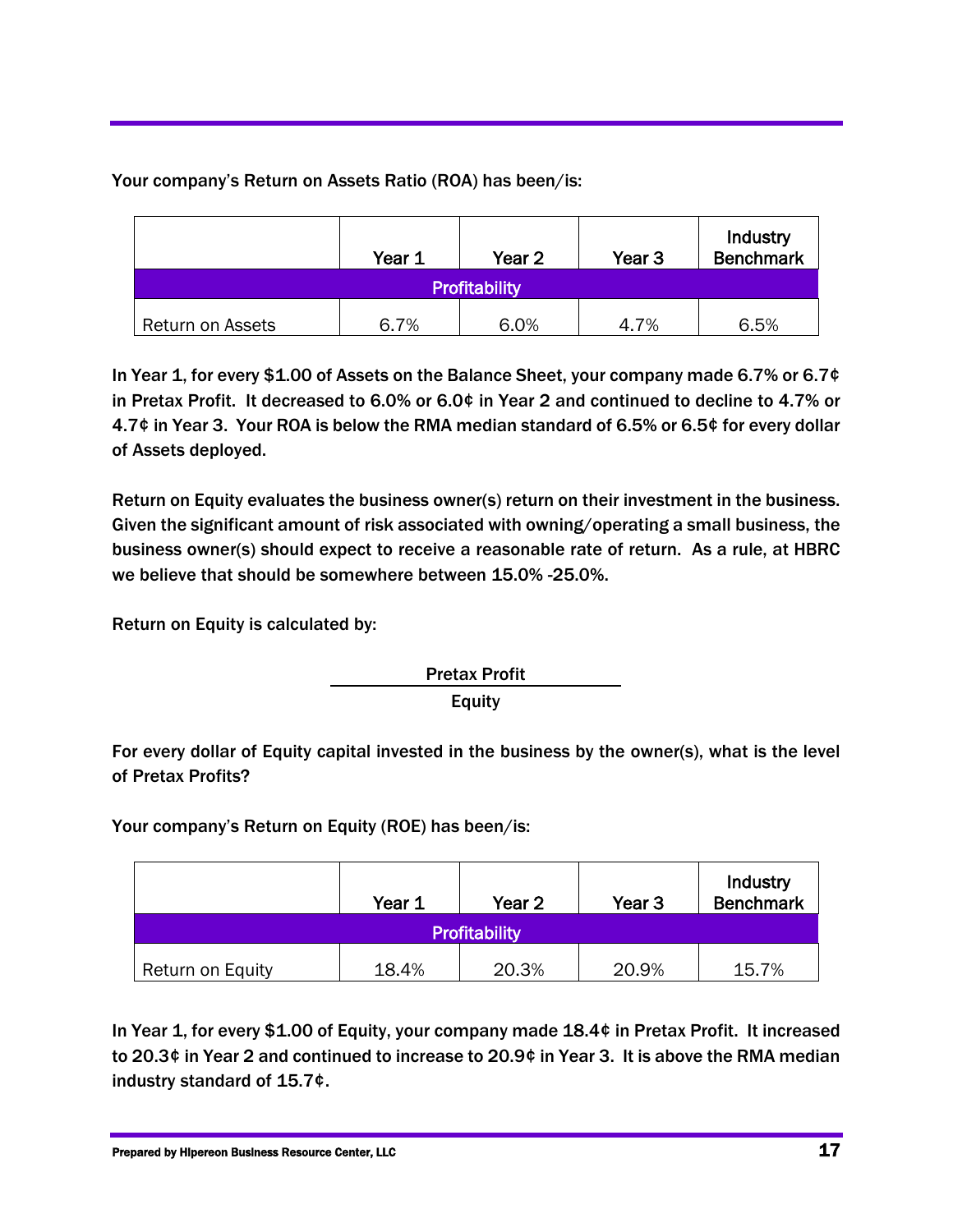Your company's Return on Assets Ratio (ROA) has been/is:

| | Year 1 | Year 2 | Year 3 | Industry Benchmark |
|---|---|---|---|---|
| **Profitability** | | | | |
| Return on Assets | 6.7% | 6.0% | 4.7% | 6.5% |

**In Year 1, for every $1.00 of Assets on the Balance Sheet, your company made 6.7% or 6.7¢ in Pretax Profit. It decreased to 6.0% or 6.0¢ in Year 2 and continued to decline to 4.7% or 4.7¢ in Year 3. Your ROA is below the RMA median standard of 6.5% or 6.5¢ for every dollar of Assets deployed.**

Return on Equity evaluates the business owner(s) return on their investment in the business. Given the significant amount of risk associated with owning/operating a small business, the business owner(s) should expect to receive a reasonable rate of return. As a rule, at HBRC we believe that should be somewhere between 15.0% -25.0%.

Return on Equity is calculated by:

$$\frac{\text{Pretax Profit}}{\text{Equity}}$$

For every dollar of Equity capital invested in the business by the owner(s), what is the level of Pretax Profits?

Your company's Return on Equity (ROE) has been/is:

| | Year 1 | Year 2 | Year 3 | Industry Benchmark |
|---|---|---|---|---|
| **Profitability** | | | | |
| Return on Equity | 18.4% | 20.3% | 20.9% | 15.7% |

**In Year 1, for every $1.00 of Equity, your company made 18.4¢ in Pretax Profit. It increased to 20.3¢ in Year 2 and continued to increase to 20.9¢ in Year 3. It is above the RMA median industry standard of 15.7¢.**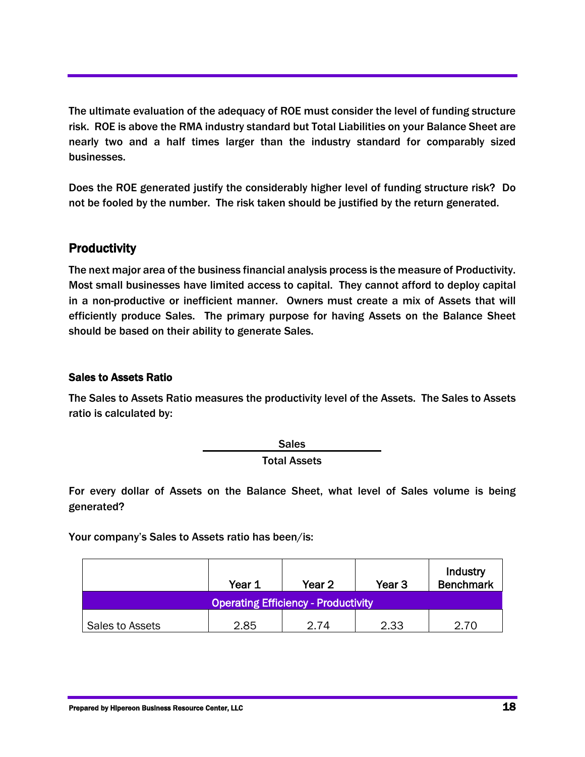The ultimate evaluation of the adequacy of ROE must consider the level of funding structure risk. ROE is above the RMA industry standard but Total Liabilities on your Balance Sheet are nearly two and a half times larger than the industry standard for comparably sized businesses.

Does the ROE generated justify the considerably higher level of funding structure risk? Do not be fooled by the number. The risk taken should be justified by the return generated.

## Productivity

The next major area of the business financial analysis process is the measure of Productivity. Most small businesses have limited access to capital. They cannot afford to deploy capital in a non-productive or inefficient manner. Owners must create a mix of Assets that will efficiently produce Sales. The primary purpose for having Assets on the Balance Sheet should be based on their ability to generate Sales.

### Sales to Assets Ratio

The Sales to Assets Ratio measures the productivity level of the Assets. The Sales to Assets ratio is calculated by:

$$\frac{\text{Sales}}{\text{Total Assets}}$$

For every dollar of Assets on the Balance Sheet, what level of Sales volume is being generated?

Your company's Sales to Assets ratio has been/is:

| | Year 1 | Year 2 | Year 3 | Industry Benchmark |
|---|---|---|---|---|
| Operating Efficiency - Productivity | | | | |
| Sales to Assets | 2.85 | 2.74 | 2.33 | 2.70 |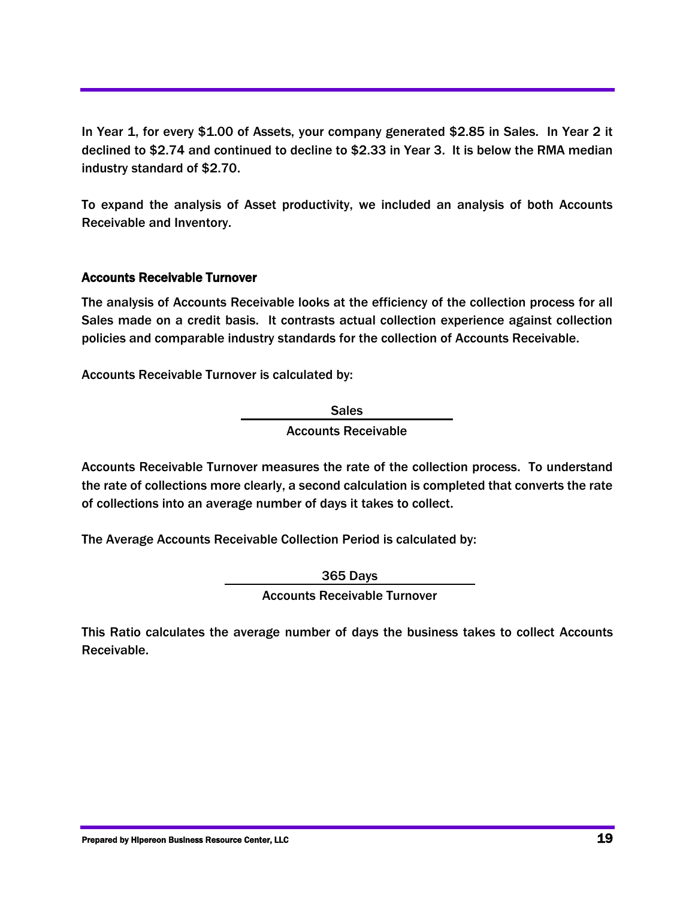In Year 1, for every $1.00 of Assets, your company generated $2.85 in Sales. In Year 2 it declined to $2.74 and continued to decline to $2.33 in Year 3. It is below the RMA median industry standard of $2.70.

To expand the analysis of Asset productivity, we included an analysis of both Accounts Receivable and Inventory.

### Accounts Receivable Turnover

The analysis of Accounts Receivable looks at the efficiency of the collection process for all Sales made on a credit basis. It contrasts actual collection experience against collection policies and comparable industry standards for the collection of Accounts Receivable.

Accounts Receivable Turnover is calculated by:

$$\frac{\text{Sales}}{\text{Accounts Receivable}}$$

Accounts Receivable Turnover measures the rate of the collection process. To understand the rate of collections more clearly, a second calculation is completed that converts the rate of collections into an average number of days it takes to collect.

The Average Accounts Receivable Collection Period is calculated by:

$$\frac{\text{365 Days}}{\text{Accounts Receivable Turnover}}$$

This Ratio calculates the average number of days the business takes to collect Accounts Receivable.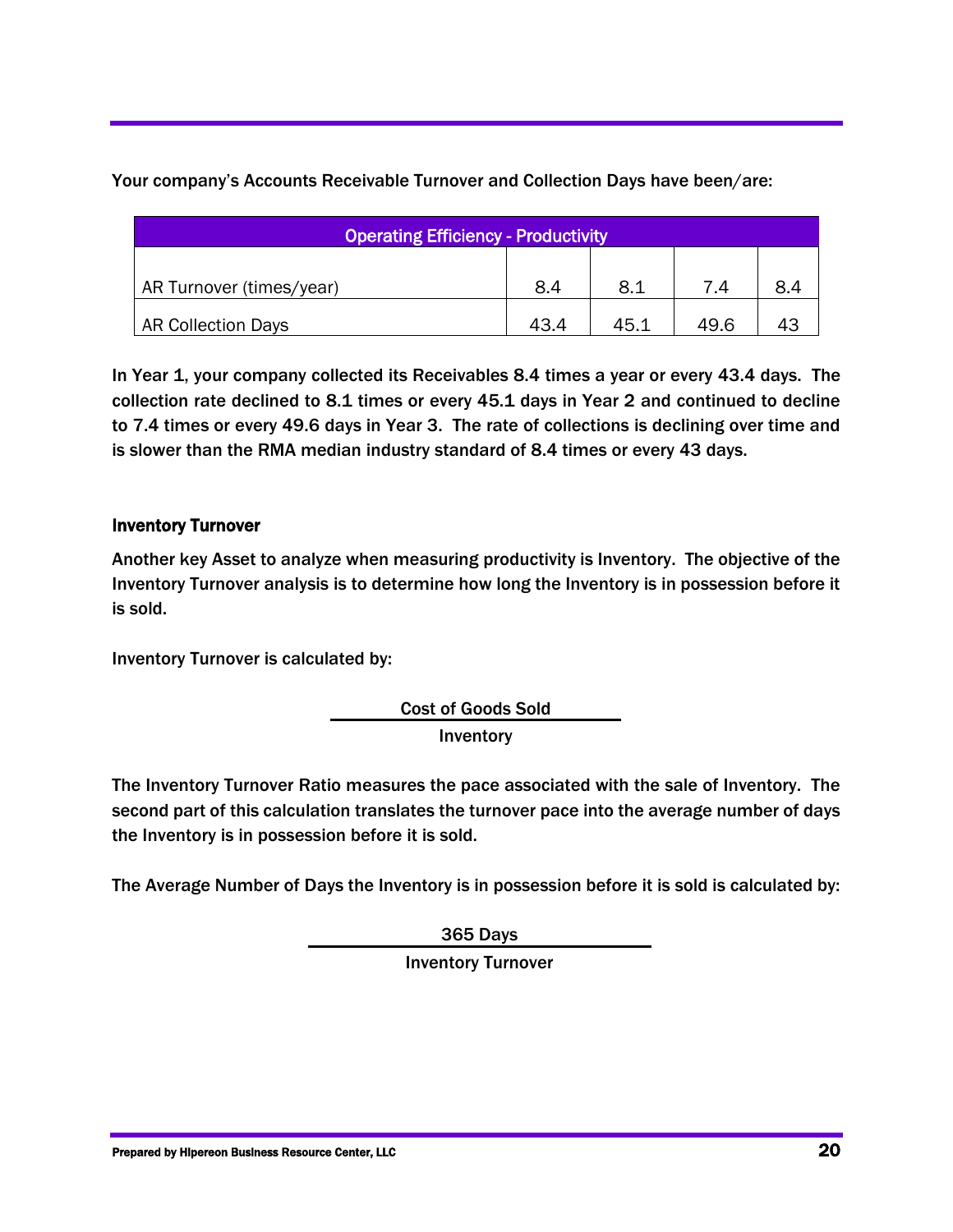Your company's Accounts Receivable Turnover and Collection Days have been/are:

| Operating Efficiency - Productivity | | | | |
|---|---|---|---|---|
| AR Turnover (times/year) | 8.4 | 8.1 | 7.4 | 8.4 |
| AR Collection Days | 43.4 | 45.1 | 49.6 | 43 |

In Year 1, your company collected its Receivables 8.4 times a year or every 43.4 days. The collection rate declined to 8.1 times or every 45.1 days in Year 2 and continued to decline to 7.4 times or every 49.6 days in Year 3. The rate of collections is declining over time and is slower than the RMA median industry standard of 8.4 times or every 43 days.

### Inventory Turnover

Another key Asset to analyze when measuring productivity is Inventory. The objective of the Inventory Turnover analysis is to determine how long the Inventory is in possession before it is sold.

Inventory Turnover is calculated by:

$$\frac{\text{Cost of Goods Sold}}{\text{Inventory}}$$

The Inventory Turnover Ratio measures the pace associated with the sale of Inventory. The second part of this calculation translates the turnover pace into the average number of days the Inventory is in possession before it is sold.

The Average Number of Days the Inventory is in possession before it is sold is calculated by:

$$\frac{\text{365 Days}}{\text{Inventory Turnover}}$$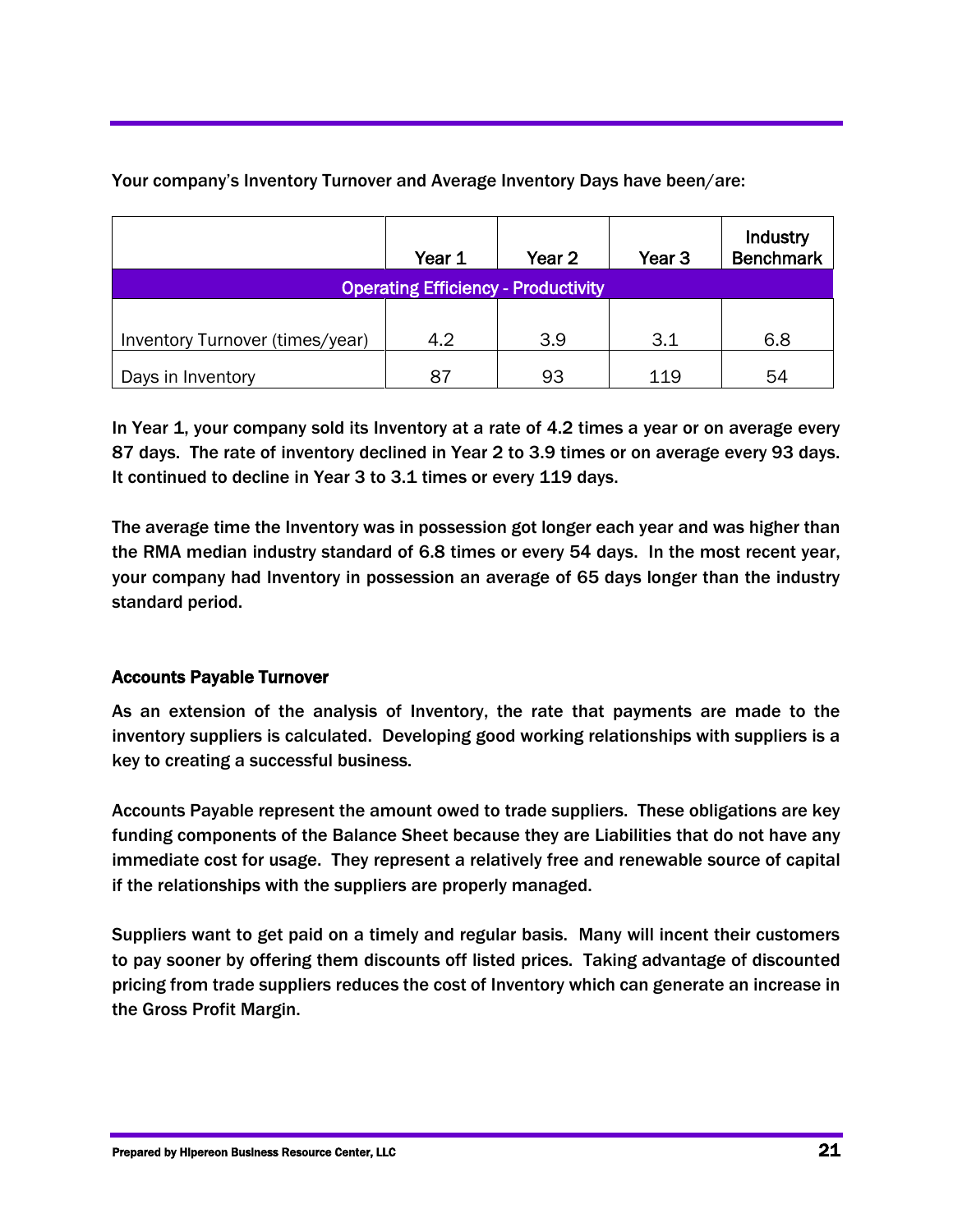Your company's Inventory Turnover and Average Inventory Days have been/are:

| | Year 1 | Year 2 | Year 3 | Industry Benchmark |
|---|---|---|---|---|
| **Operating Efficiency - Productivity** | | | | |
| Inventory Turnover (times/year) | 4.2 | 3.9 | 3.1 | 6.8 |
| Days in Inventory | 87 | 93 | 119 | 54 |

In Year 1, your company sold its Inventory at a rate of 4.2 times a year or on average every 87 days. The rate of inventory declined in Year 2 to 3.9 times or on average every 93 days. It continued to decline in Year 3 to 3.1 times or every 119 days.

The average time the Inventory was in possession got longer each year and was higher than the RMA median industry standard of 6.8 times or every 54 days. In the most recent year, your company had Inventory in possession an average of 65 days longer than the industry standard period.

### Accounts Payable Turnover

As an extension of the analysis of Inventory, the rate that payments are made to the inventory suppliers is calculated. Developing good working relationships with suppliers is a key to creating a successful business.

Accounts Payable represent the amount owed to trade suppliers. These obligations are key funding components of the Balance Sheet because they are Liabilities that do not have any immediate cost for usage. They represent a relatively free and renewable source of capital if the relationships with the suppliers are properly managed.

Suppliers want to get paid on a timely and regular basis. Many will incent their customers to pay sooner by offering them discounts off listed prices. Taking advantage of discounted pricing from trade suppliers reduces the cost of Inventory which can generate an increase in the Gross Profit Margin.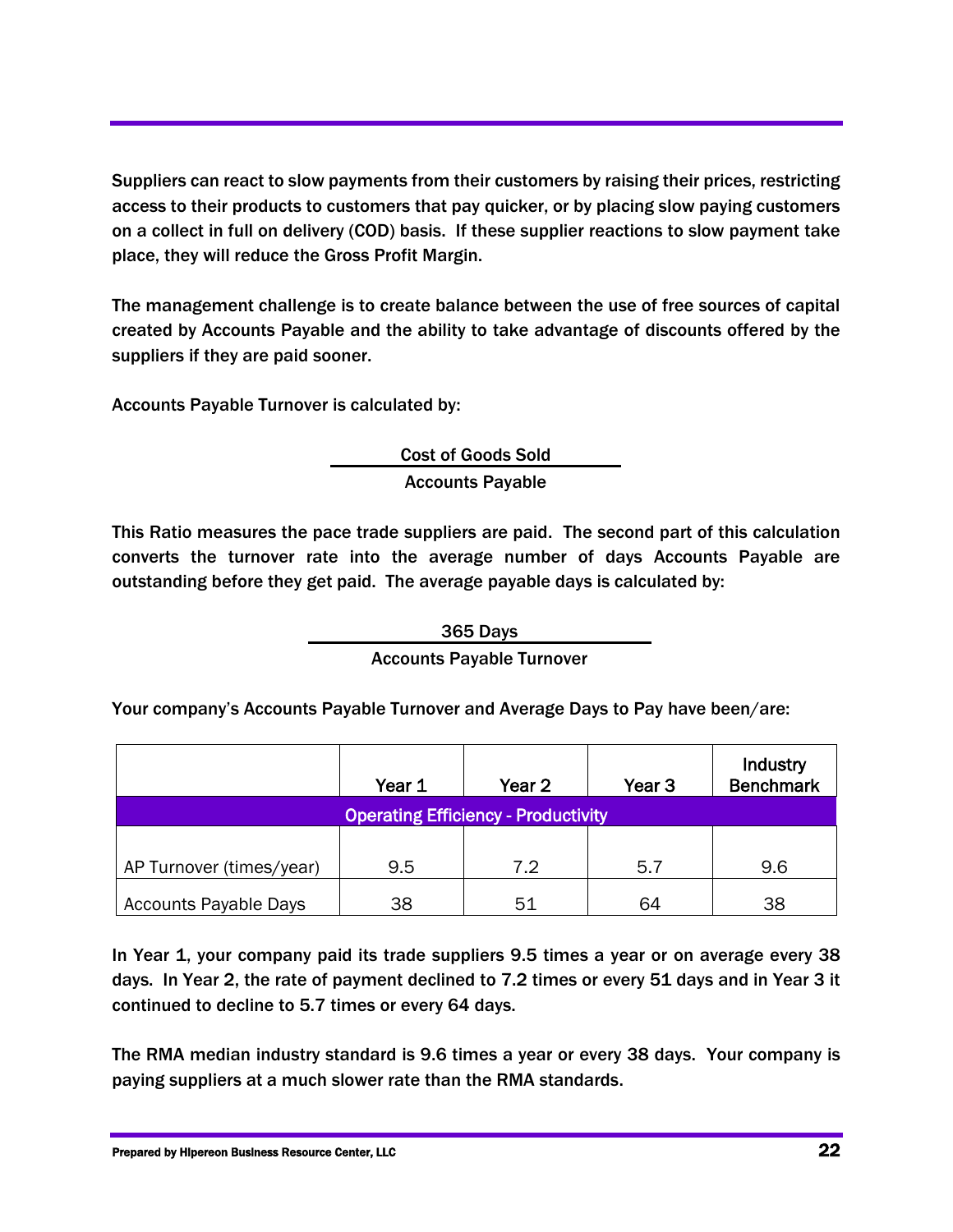Suppliers can react to slow payments from their customers by raising their prices, restricting access to their products to customers that pay quicker, or by placing slow paying customers on a collect in full on delivery (COD) basis. If these supplier reactions to slow payment take place, they will reduce the Gross Profit Margin.

The management challenge is to create balance between the use of free sources of capital created by Accounts Payable and the ability to take advantage of discounts offered by the suppliers if they are paid sooner.

Accounts Payable Turnover is calculated by:

$$\frac{\text{Cost of Goods Sold}}{\text{Accounts Payable}}$$

This Ratio measures the pace trade suppliers are paid. The second part of this calculation converts the turnover rate into the average number of days Accounts Payable are outstanding before they get paid. The average payable days is calculated by:

$$\frac{\text{365 Days}}{\text{Accounts Payable Turnover}}$$

Your company's Accounts Payable Turnover and Average Days to Pay have been/are:

| | Year 1 | Year 2 | Year 3 | Industry Benchmark |
|---|---|---|---|---|
| **Operating Efficiency - Productivity** | | | | |
| AP Turnover (times/year) | 9.5 | 7.2 | 5.7 | 9.6 |
| Accounts Payable Days | 38 | 51 | 64 | 38 |

In Year 1, your company paid its trade suppliers 9.5 times a year or on average every 38 days. In Year 2, the rate of payment declined to 7.2 times or every 51 days and in Year 3 it continued to decline to 5.7 times or every 64 days.

The RMA median industry standard is 9.6 times a year or every 38 days. Your company is paying suppliers at a much slower rate than the RMA standards.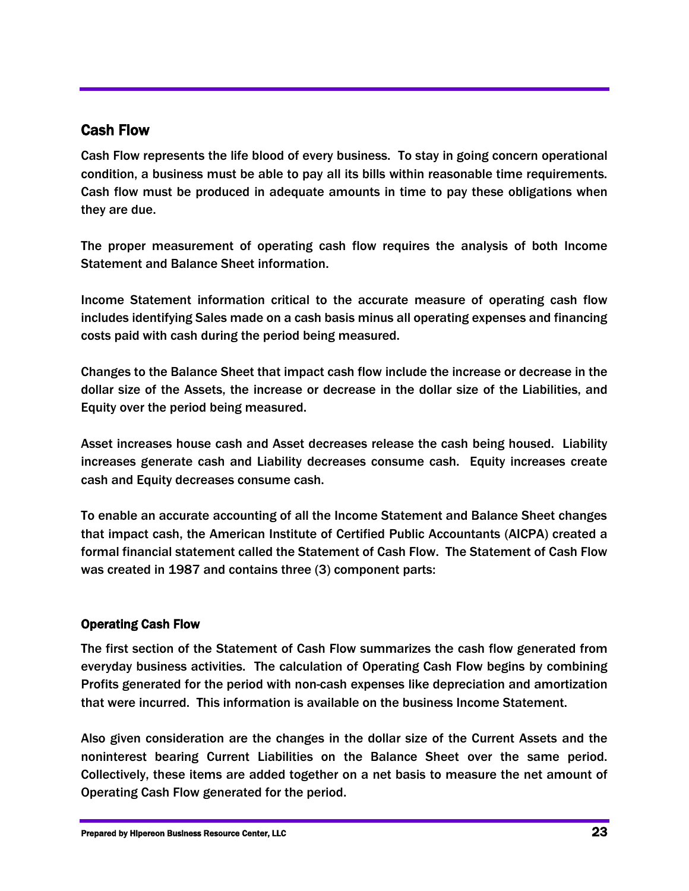## Cash Flow

Cash Flow represents the life blood of every business. To stay in going concern operational condition, a business must be able to pay all its bills within reasonable time requirements. Cash flow must be produced in adequate amounts in time to pay these obligations when they are due.

The proper measurement of operating cash flow requires the analysis of both Income Statement and Balance Sheet information.

Income Statement information critical to the accurate measure of operating cash flow includes identifying Sales made on a cash basis minus all operating expenses and financing costs paid with cash during the period being measured.

Changes to the Balance Sheet that impact cash flow include the increase or decrease in the dollar size of the Assets, the increase or decrease in the dollar size of the Liabilities, and Equity over the period being measured.

Asset increases house cash and Asset decreases release the cash being housed. Liability increases generate cash and Liability decreases consume cash. Equity increases create cash and Equity decreases consume cash.

To enable an accurate accounting of all the Income Statement and Balance Sheet changes that impact cash, the American Institute of Certified Public Accountants (AICPA) created a formal financial statement called the Statement of Cash Flow. The Statement of Cash Flow was created in 1987 and contains three (3) component parts:

### Operating Cash Flow

The first section of the Statement of Cash Flow summarizes the cash flow generated from everyday business activities. The calculation of Operating Cash Flow begins by combining Profits generated for the period with non-cash expenses like depreciation and amortization that were incurred. This information is available on the business Income Statement.

Also given consideration are the changes in the dollar size of the Current Assets and the noninterest bearing Current Liabilities on the Balance Sheet over the same period. Collectively, these items are added together on a net basis to measure the net amount of Operating Cash Flow generated for the period.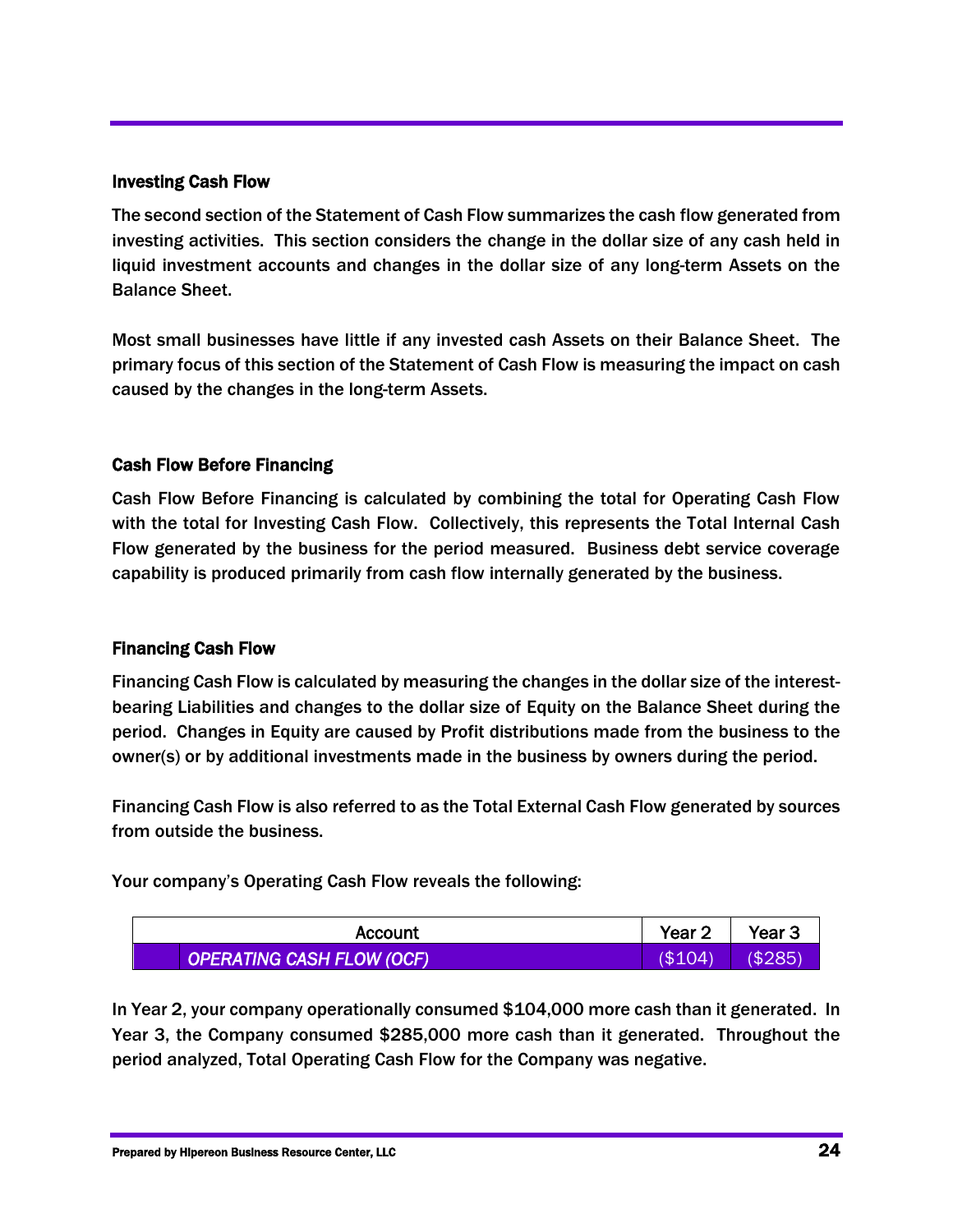### Investing Cash Flow

The second section of the Statement of Cash Flow summarizes the cash flow generated from investing activities. This section considers the change in the dollar size of any cash held in liquid investment accounts and changes in the dollar size of any long-term Assets on the Balance Sheet.

Most small businesses have little if any invested cash Assets on their Balance Sheet. The primary focus of this section of the Statement of Cash Flow is measuring the impact on cash caused by the changes in the long-term Assets.

### Cash Flow Before Financing

Cash Flow Before Financing is calculated by combining the total for Operating Cash Flow with the total for Investing Cash Flow. Collectively, this represents the Total Internal Cash Flow generated by the business for the period measured. Business debt service coverage capability is produced primarily from cash flow internally generated by the business.

### Financing Cash Flow

Financing Cash Flow is calculated by measuring the changes in the dollar size of the interest-bearing Liabilities and changes to the dollar size of Equity on the Balance Sheet during the period. Changes in Equity are caused by Profit distributions made from the business to the owner(s) or by additional investments made in the business by owners during the period.

Financing Cash Flow is also referred to as the Total External Cash Flow generated by sources from outside the business.

Your company's Operating Cash Flow reveals the following:

| Account | Year 2 | Year 3 |
|---|---|---|
| *OPERATING CASH FLOW (OCF)* | ($104) | ($285) |

In Year 2, your company operationally consumed $104,000 more cash than it generated. In Year 3, the Company consumed $285,000 more cash than it generated. Throughout the period analyzed, Total Operating Cash Flow for the Company was negative.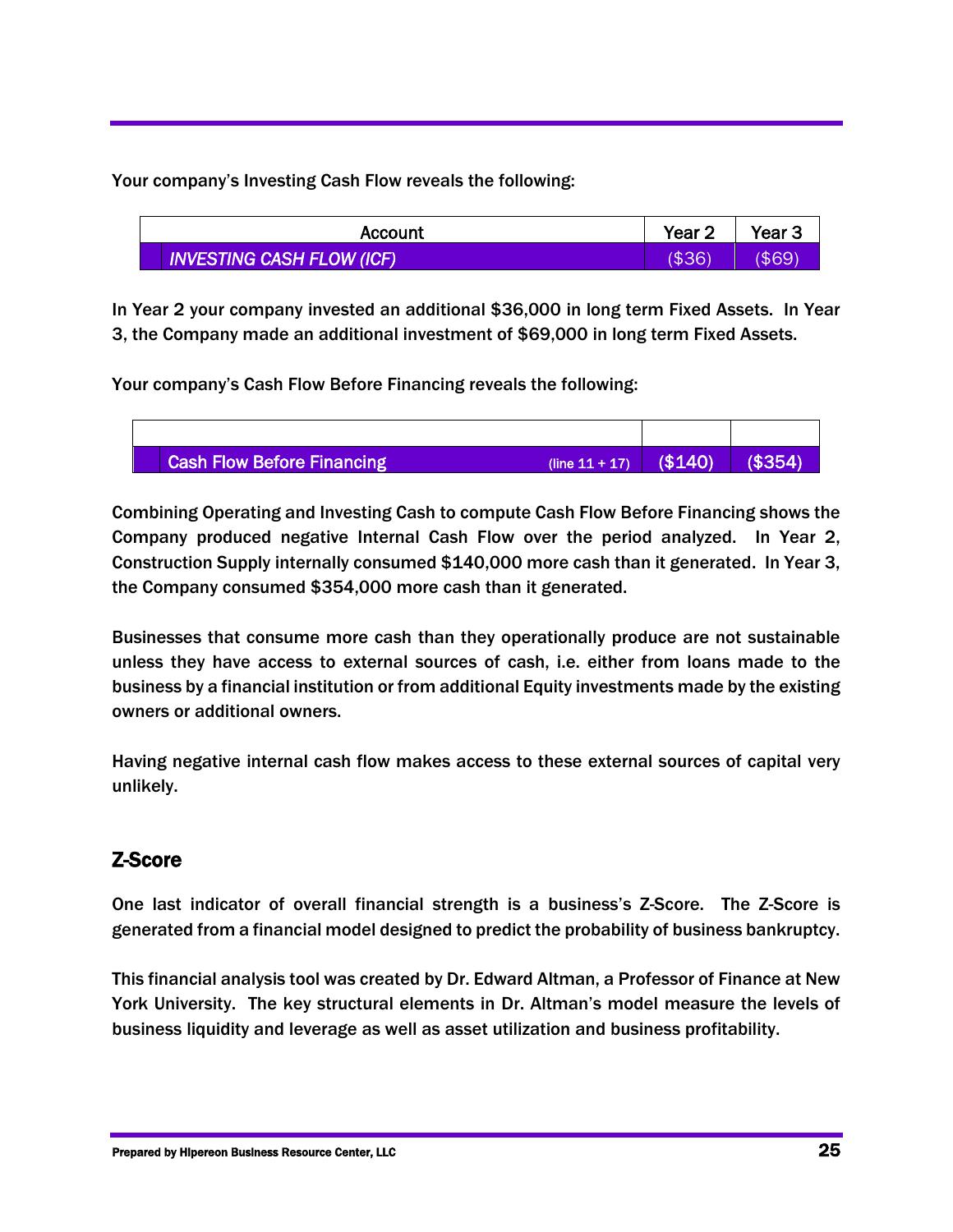Your company's Investing Cash Flow reveals the following:

| Account | Year 2 | Year 3 |
|---|---|---|
| *INVESTING CASH FLOW (ICF)* | ($36) | ($69) |

In Year 2 your company invested an additional $36,000 in long term Fixed Assets. In Year 3, the Company made an additional investment of $69,000 in long term Fixed Assets.

Your company's Cash Flow Before Financing reveals the following:

| | | |
|---|---|---|
| Cash Flow Before Financing (line 11 + 17) | ($140) | ($354) |

Combining Operating and Investing Cash to compute Cash Flow Before Financing shows the Company produced negative Internal Cash Flow over the period analyzed. In Year 2, Construction Supply internally consumed $140,000 more cash than it generated. In Year 3, the Company consumed $354,000 more cash than it generated.

Businesses that consume more cash than they operationally produce are not sustainable unless they have access to external sources of cash, i.e. either from loans made to the business by a financial institution or from additional Equity investments made by the existing owners or additional owners.

Having negative internal cash flow makes access to these external sources of capital very unlikely.

## Z-Score

One last indicator of overall financial strength is a business's Z-Score. The Z-Score is generated from a financial model designed to predict the probability of business bankruptcy.

This financial analysis tool was created by Dr. Edward Altman, a Professor of Finance at New York University. The key structural elements in Dr. Altman's model measure the levels of business liquidity and leverage as well as asset utilization and business profitability.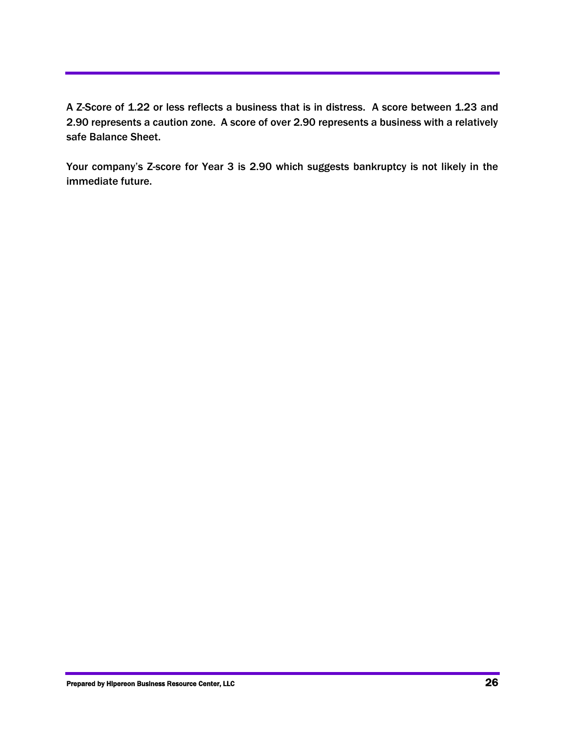A Z-Score of 1.22 or less reflects a business that is in distress. A score between 1.23 and 2.90 represents a caution zone. A score of over 2.90 represents a business with a relatively safe Balance Sheet.

Your company's Z-score for Year 3 is 2.90 which suggests bankruptcy is not likely in the immediate future.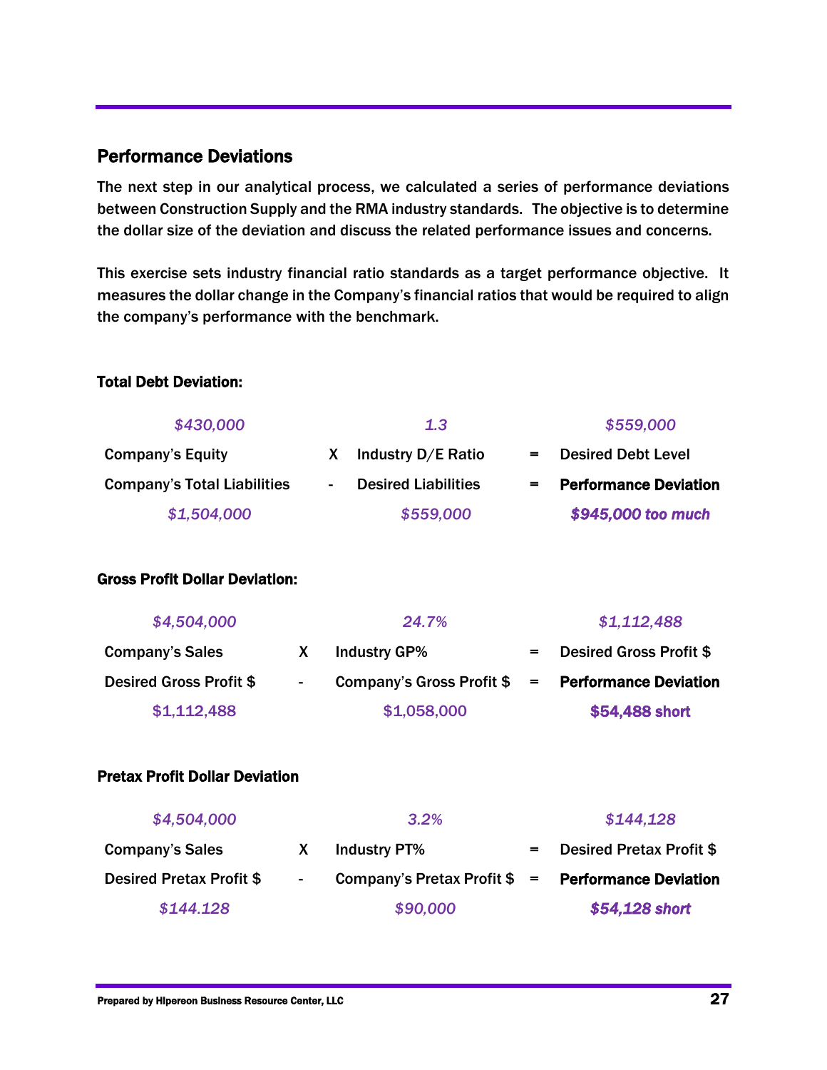## Performance Deviations

The next step in our analytical process, we calculated a series of performance deviations between Construction Supply and the RMA industry standards. The objective is to determine the dollar size of the deviation and discuss the related performance issues and concerns.

This exercise sets industry financial ratio standards as a target performance objective. It measures the dollar change in the Company's financial ratios that would be required to align the company's performance with the benchmark.

**Total Debt Deviation:**

| *$430,000* | | *1.3* | | *$559,000* |
|---|---|---|---|---|
| Company's Equity | X | Industry D/E Ratio | = | Desired Debt Level |
| Company's Total Liabilities | - | Desired Liabilities | = | **Performance Deviation** |
| *$1,504,000* | | *$559,000* | | ***$945,000 too much*** |

**Gross Profit Dollar Deviation:**

| *$4,504,000* | | *24.7%* | | *$1,112,488* |
|---|---|---|---|---|
| Company's Sales | X | Industry GP% | = | Desired Gross Profit $ |
| Desired Gross Profit $ | - | Company's Gross Profit $ | = | **Performance Deviation** |
| $1,112,488 | | $1,058,000 | | **$54,488 short** |

**Pretax Profit Dollar Deviation**

| *$4,504,000* | | *3.2%* | | *$144,128* |
|---|---|---|---|---|
| Company's Sales | X | Industry PT% | = | Desired Pretax Profit $ |
| Desired Pretax Profit $ | - | Company's Pretax Profit $ | = | **Performance Deviation** |
| *$144.128* | | *$90,000* | | ***$54,128 short*** |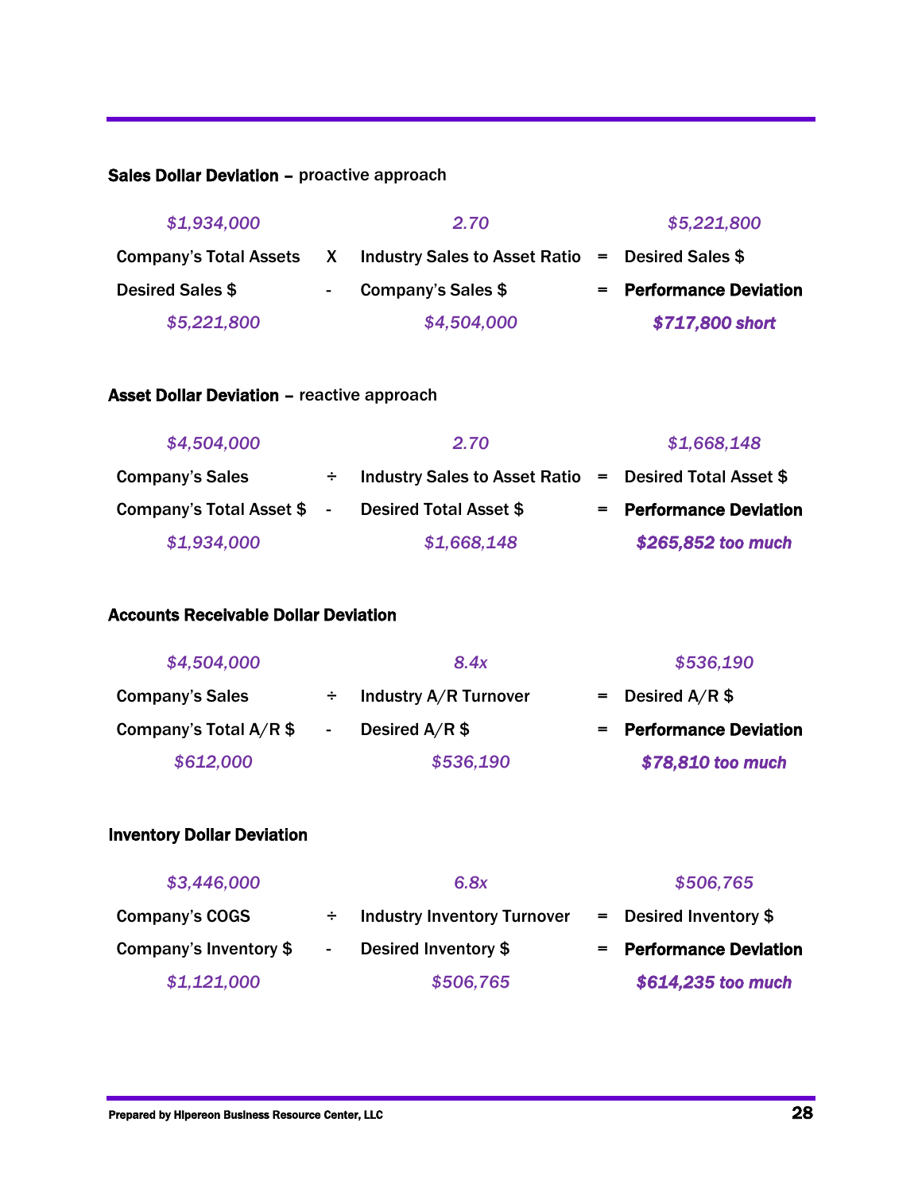**Sales Dollar Deviation** – proactive approach

| | | | | |
|---|---|---|---|---|
| *$1,934,000* | | *2.70* | | *$5,221,800* |
| Company's Total Assets | X | Industry Sales to Asset Ratio | = | Desired Sales $ |
| Desired Sales $ | - | Company's Sales $ | = | **Performance Deviation** |
| *$5,221,800* | | *$4,504,000* | | ***$717,800 short*** |

**Asset Dollar Deviation** – reactive approach

| | | | | |
|---|---|---|---|---|
| *$4,504,000* | | *2.70* | | *$1,668,148* |
| Company's Sales | ÷ | Industry Sales to Asset Ratio | = | Desired Total Asset $ |
| Company's Total Asset $ | - | Desired Total Asset $ | = | **Performance Deviation** |
| *$1,934,000* | | *$1,668,148* | | ***$265,852 too much*** |

**Accounts Receivable Dollar Deviation**

| | | | | |
|---|---|---|---|---|
| *$4,504,000* | | *8.4x* | | *$536,190* |
| Company's Sales | ÷ | Industry A/R Turnover | = | Desired A/R $ |
| Company's Total A/R $ | - | Desired A/R $ | = | **Performance Deviation** |
| *$612,000* | | *$536,190* | | ***$78,810 too much*** |

**Inventory Dollar Deviation**

| | | | | |
|---|---|---|---|---|
| *$3,446,000* | | *6.8x* | | *$506,765* |
| Company's COGS | ÷ | Industry Inventory Turnover | = | Desired Inventory $ |
| Company's Inventory $ | - | Desired Inventory $ | = | **Performance Deviation** |
| *$1,121,000* | | *$506,765* | | ***$614,235 too much*** |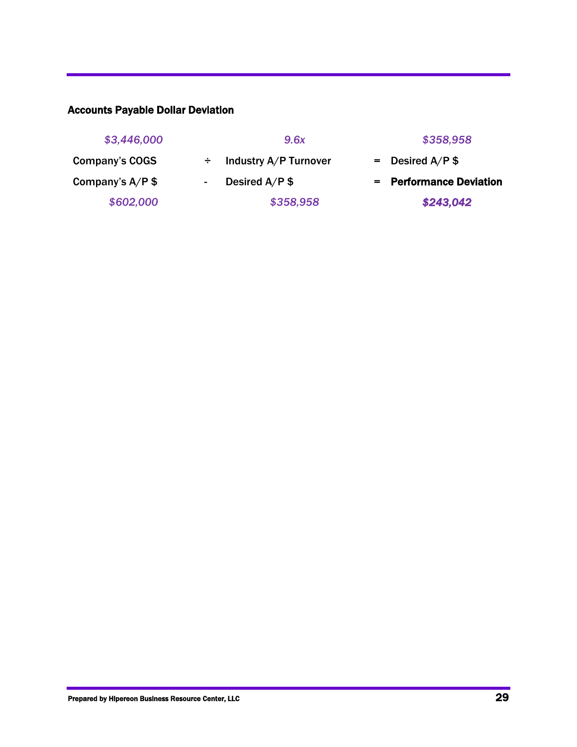### Accounts Payable Dollar Deviation

| *\$3,446,000* | | *9.6x* | | *\$358,958* |
|---|---|---|---|---|
| Company's COGS | ÷ | Industry A/P Turnover | = | Desired A/P \$ |
| Company's A/P \$ | - | Desired A/P \$ | = | **Performance Deviation** |
| *\$602,000* | | *\$358,958* | | ***\$243,042*** |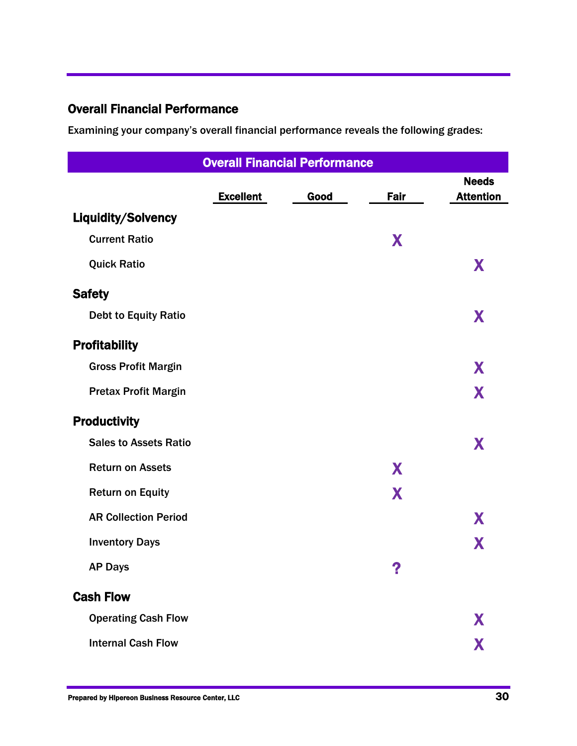## Overall Financial Performance

Examining your company's overall financial performance reveals the following grades:

| Overall Financial Performance | Excellent | Good | Fair | Needs Attention |
|---|---|---|---|---|
| **Liquidity/Solvency** | | | | |
| Current Ratio | | | X | |
| Quick Ratio | | | | X |
| **Safety** | | | | |
| Debt to Equity Ratio | | | | X |
| **Profitability** | | | | |
| Gross Profit Margin | | | | X |
| Pretax Profit Margin | | | | X |
| **Productivity** | | | | |
| Sales to Assets Ratio | | | | X |
| Return on Assets | | | X | |
| Return on Equity | | | X | |
| AR Collection Period | | | | X |
| Inventory Days | | | | X |
| AP Days | | | ? | |
| **Cash Flow** | | | | |
| Operating Cash Flow | | | | X |
| Internal Cash Flow | | | | X |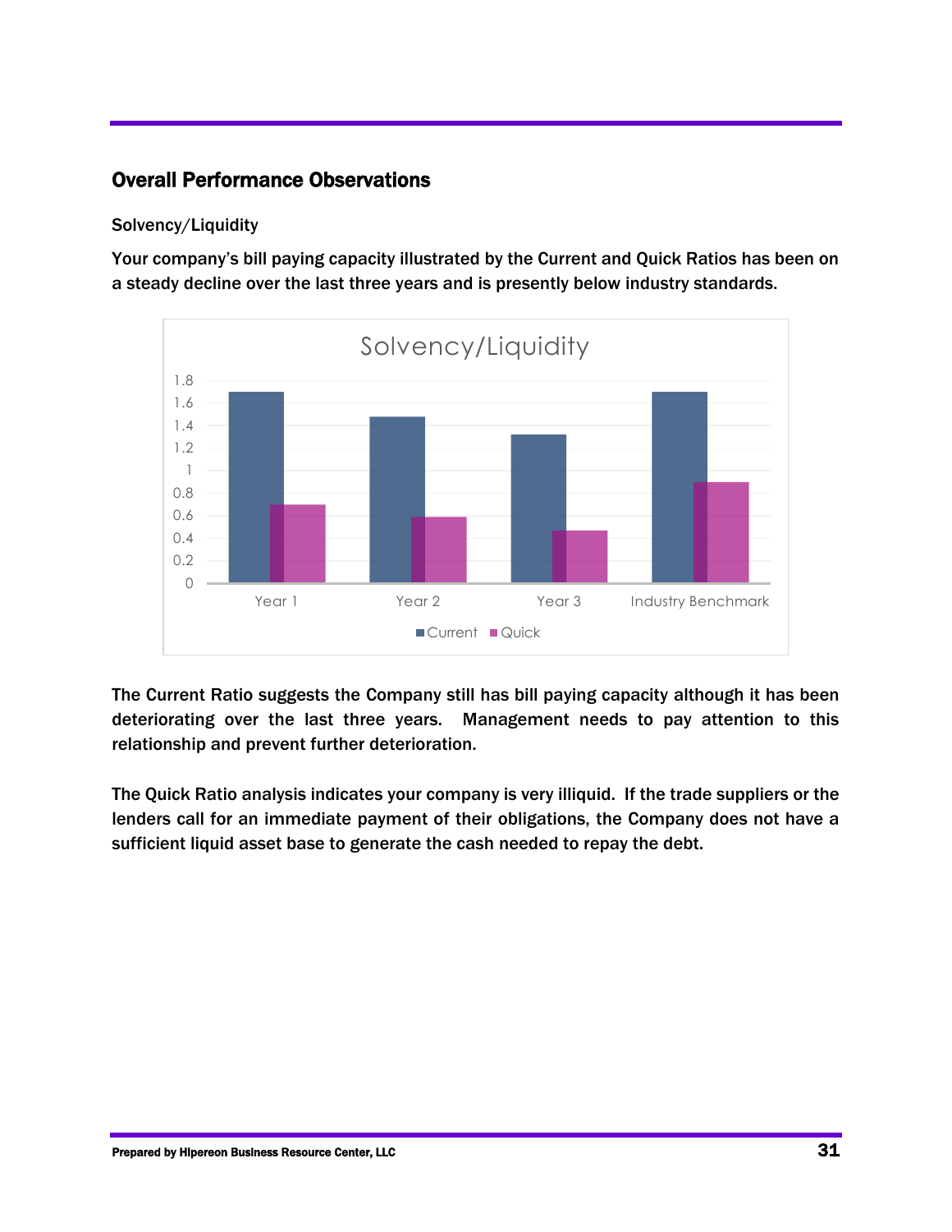## Overall Performance Observations

### Solvency/Liquidity

Your company's bill paying capacity illustrated by the Current and Quick Ratios has been on a steady decline over the last three years and is presently below industry standards.

The Current Ratio suggests the Company still has bill paying capacity although it has been deteriorating over the last three years. Management needs to pay attention to this relationship and prevent further deterioration.

The Quick Ratio analysis indicates your company is very illiquid. If the trade suppliers or the lenders call for an immediate payment of their obligations, the Company does not have a sufficient liquid asset base to generate the cash needed to repay the debt.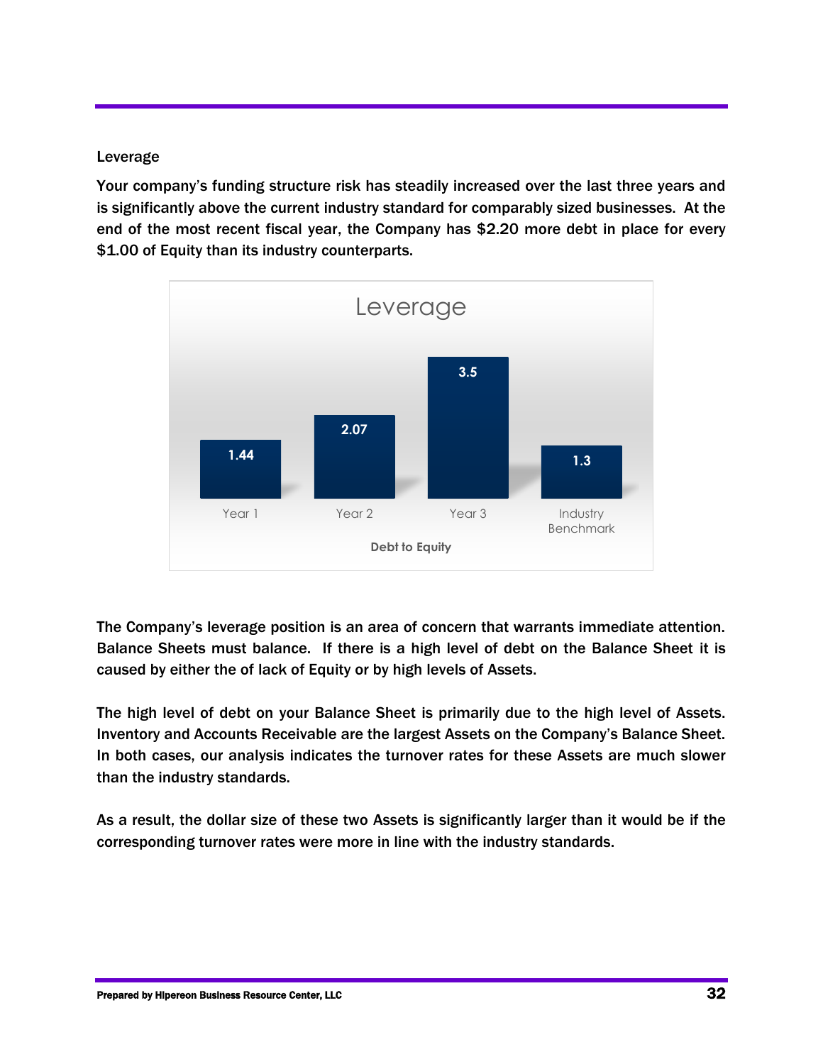## Leverage

Your company's funding structure risk has steadily increased over the last three years and is significantly above the current industry standard for comparably sized businesses. At the end of the most recent fiscal year, the Company has $2.20 more debt in place for every $1.00 of Equity than its industry counterparts.

**Leverage**

| Debt to Equity | Year 1 | Year 2 | Year 3 | Industry Benchmark |
|---|---|---|---|---|
| Value | 1.44 | 2.07 | 3.5 | 1.3 |

The Company's leverage position is an area of concern that warrants immediate attention. Balance Sheets must balance. If there is a high level of debt on the Balance Sheet it is caused by either the of lack of Equity or by high levels of Assets.

The high level of debt on your Balance Sheet is primarily due to the high level of Assets. Inventory and Accounts Receivable are the largest Assets on the Company's Balance Sheet. In both cases, our analysis indicates the turnover rates for these Assets are much slower than the industry standards.

As a result, the dollar size of these two Assets is significantly larger than it would be if the corresponding turnover rates were more in line with the industry standards.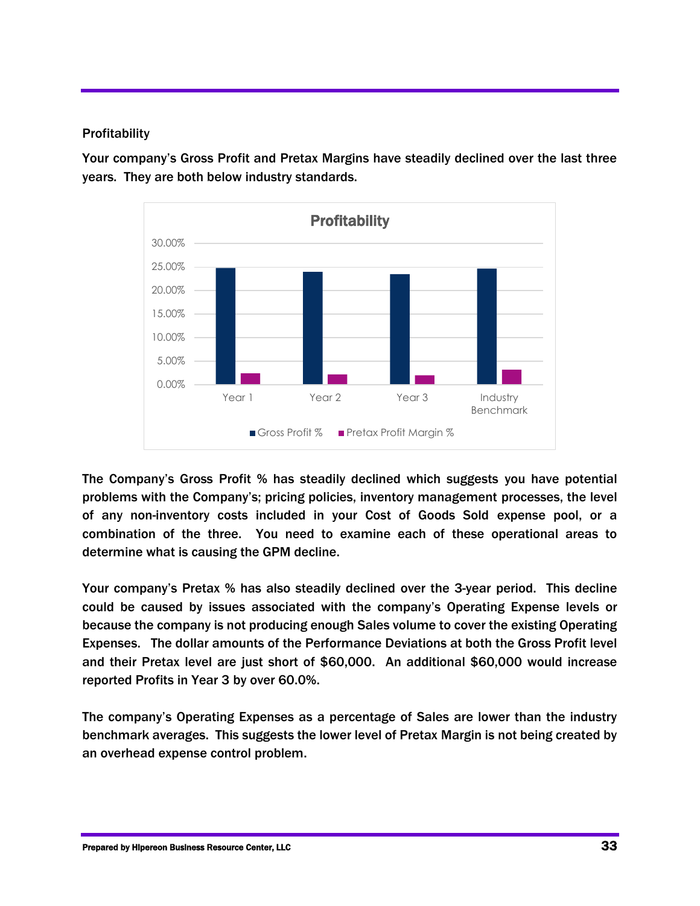## Profitability

**Your company's Gross Profit and Pretax Margins have steadily declined over the last three years. They are both below industry standards.**

**The Company's Gross Profit % has steadily declined which suggests you have potential problems with the Company's; pricing policies, inventory management processes, the level of any non-inventory costs included in your Cost of Goods Sold expense pool, or a combination of the three. You need to examine each of these operational areas to determine what is causing the GPM decline.**

**Your company's Pretax % has also steadily declined over the 3-year period. This decline could be caused by issues associated with the company's Operating Expense levels or because the company is not producing enough Sales volume to cover the existing Operating Expenses. The dollar amounts of the Performance Deviations at both the Gross Profit level and their Pretax level are just short of $60,000. An additional $60,000 would increase reported Profits in Year 3 by over 60.0%.**

**The company's Operating Expenses as a percentage of Sales are lower than the industry benchmark averages. This suggests the lower level of Pretax Margin is not being created by an overhead expense control problem.**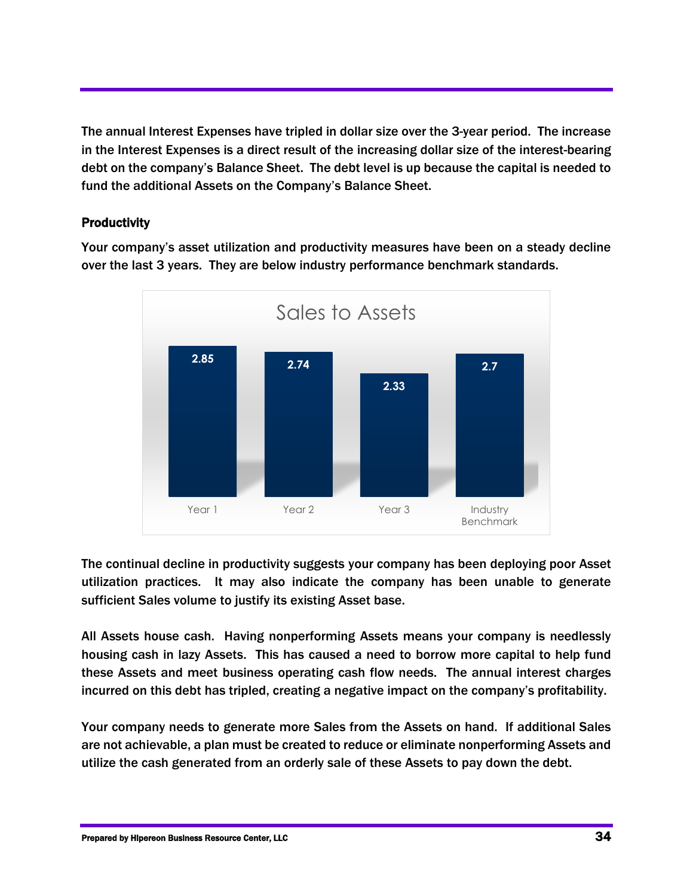The annual Interest Expenses have tripled in dollar size over the 3-year period. The increase in the Interest Expenses is a direct result of the increasing dollar size of the interest-bearing debt on the company's Balance Sheet. The debt level is up because the capital is needed to fund the additional Assets on the Company's Balance Sheet.

### Productivity

Your company's asset utilization and productivity measures have been on a steady decline over the last 3 years. They are below industry performance benchmark standards.

**Sales to Assets**

| | Year 1 | Year 2 | Year 3 | Industry Benchmark |
|---|---|---|---|---|
| Sales to Assets | 2.85 | 2.74 | 2.33 | 2.7 |

The continual decline in productivity suggests your company has been deploying poor Asset utilization practices. It may also indicate the company has been unable to generate sufficient Sales volume to justify its existing Asset base.

All Assets house cash. Having nonperforming Assets means your company is needlessly housing cash in lazy Assets. This has caused a need to borrow more capital to help fund these Assets and meet business operating cash flow needs. The annual interest charges incurred on this debt has tripled, creating a negative impact on the company's profitability.

Your company needs to generate more Sales from the Assets on hand. If additional Sales are not achievable, a plan must be created to reduce or eliminate nonperforming Assets and utilize the cash generated from an orderly sale of these Assets to pay down the debt.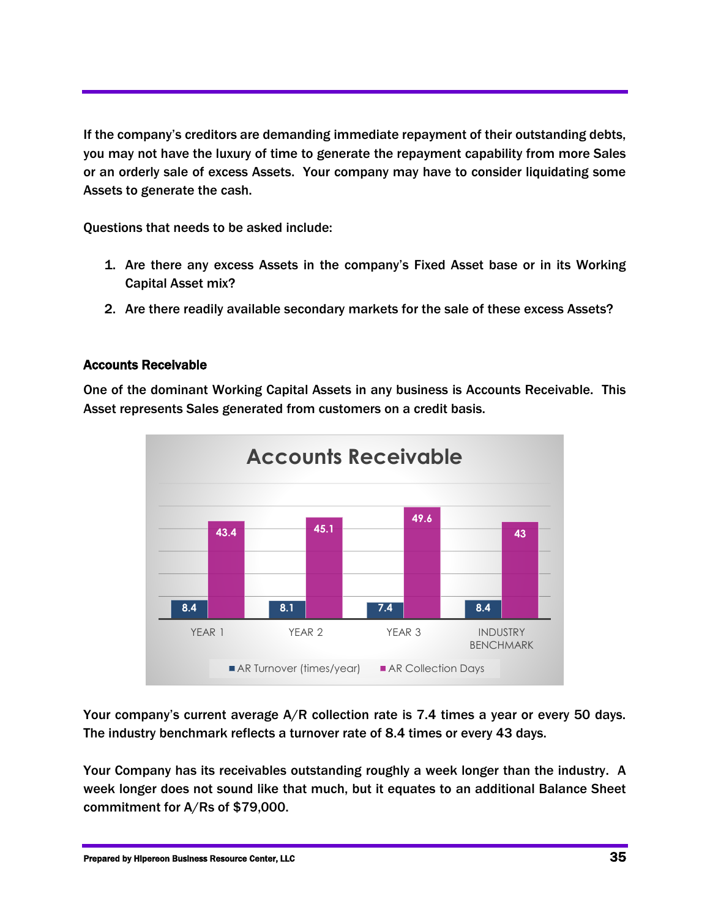If the company's creditors are demanding immediate repayment of their outstanding debts, you may not have the luxury of time to generate the repayment capability from more Sales or an orderly sale of excess Assets. Your company may have to consider liquidating some Assets to generate the cash.

Questions that needs to be asked include:

1. Are there any excess Assets in the company's Fixed Asset base or in its Working Capital Asset mix?
2. Are there readily available secondary markets for the sale of these excess Assets?

### Accounts Receivable

One of the dominant Working Capital Assets in any business is Accounts Receivable. This Asset represents Sales generated from customers on a credit basis.

**Accounts Receivable**

| | YEAR 1 | YEAR 2 | YEAR 3 | INDUSTRY BENCHMARK |
|---|---|---|---|---|
| AR Turnover (times/year) | 8.4 | 8.1 | 7.4 | 8.4 |
| AR Collection Days | 43.4 | 45.1 | 49.6 | 43 |

Your company's current average A/R collection rate is 7.4 times a year or every 50 days. The industry benchmark reflects a turnover rate of 8.4 times or every 43 days.

Your Company has its receivables outstanding roughly a week longer than the industry. A week longer does not sound like that much, but it equates to an additional Balance Sheet commitment for A/Rs of $79,000.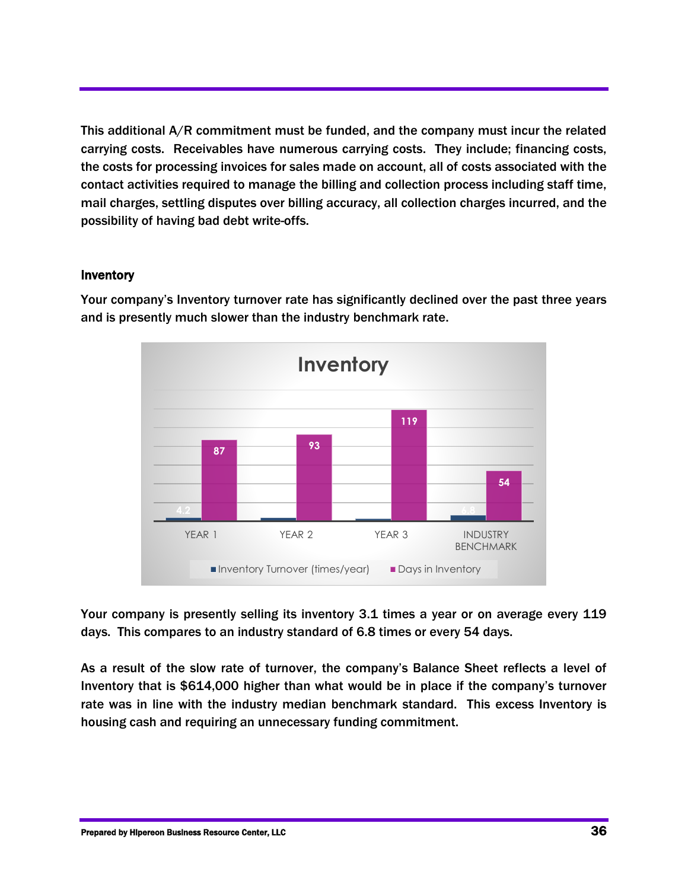This additional A/R commitment must be funded, and the company must incur the related carrying costs. Receivables have numerous carrying costs. They include; financing costs, the costs for processing invoices for sales made on account, all of costs associated with the contact activities required to manage the billing and collection process including staff time, mail charges, settling disputes over billing accuracy, all collection charges incurred, and the possibility of having bad debt write-offs.

### Inventory

Your company's Inventory turnover rate has significantly declined over the past three years and is presently much slower than the industry benchmark rate.

**Inventory**

| | Inventory Turnover (times/year) | Days in Inventory |
|---|---|---|
| YEAR 1 | 4.2 | 87 |
| YEAR 2 | | 93 |
| YEAR 3 | | 119 |
| INDUSTRY BENCHMARK | 6.8 | 54 |

Your company is presently selling its inventory 3.1 times a year or on average every 119 days. This compares to an industry standard of 6.8 times or every 54 days.

As a result of the slow rate of turnover, the company's Balance Sheet reflects a level of Inventory that is $614,000 higher than what would be in place if the company's turnover rate was in line with the industry median benchmark standard. This excess Inventory is housing cash and requiring an unnecessary funding commitment.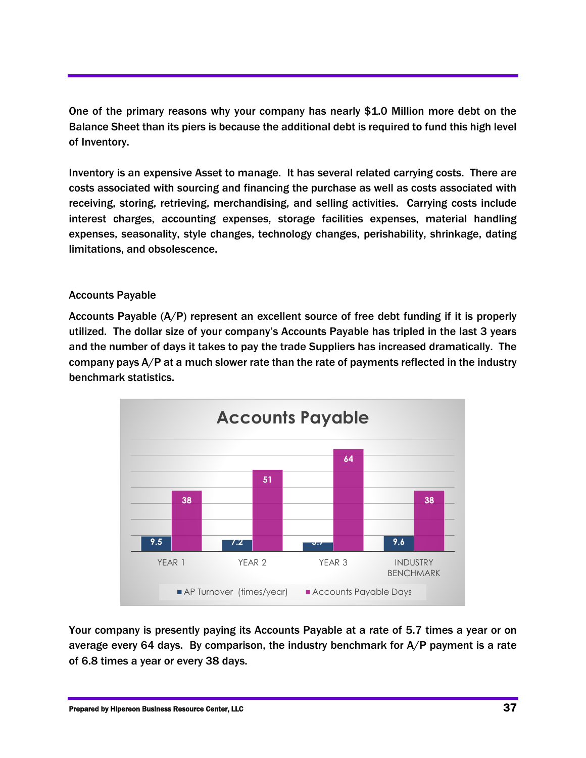One of the primary reasons why your company has nearly $1.0 Million more debt on the Balance Sheet than its piers is because the additional debt is required to fund this high level of Inventory.

Inventory is an expensive Asset to manage. It has several related carrying costs. There are costs associated with sourcing and financing the purchase as well as costs associated with receiving, storing, retrieving, merchandising, and selling activities. Carrying costs include interest charges, accounting expenses, storage facilities expenses, material handling expenses, seasonality, style changes, technology changes, perishability, shrinkage, dating limitations, and obsolescence.

## Accounts Payable

Accounts Payable (A/P) represent an excellent source of free debt funding if it is properly utilized. The dollar size of your company's Accounts Payable has tripled in the last 3 years and the number of days it takes to pay the trade Suppliers has increased dramatically. The company pays A/P at a much slower rate than the rate of payments reflected in the industry benchmark statistics.

**Accounts Payable**

| | AP Turnover (times/year) | Accounts Payable Days |
|---|---|---|
| YEAR 1 | 9.5 | 38 |
| YEAR 2 | 7.2 | 51 |
| YEAR 3 | 5.7 | 64 |
| INDUSTRY BENCHMARK | 9.6 | 38 |

Your company is presently paying its Accounts Payable at a rate of 5.7 times a year or on average every 64 days. By comparison, the industry benchmark for A/P payment is a rate of 6.8 times a year or every 38 days.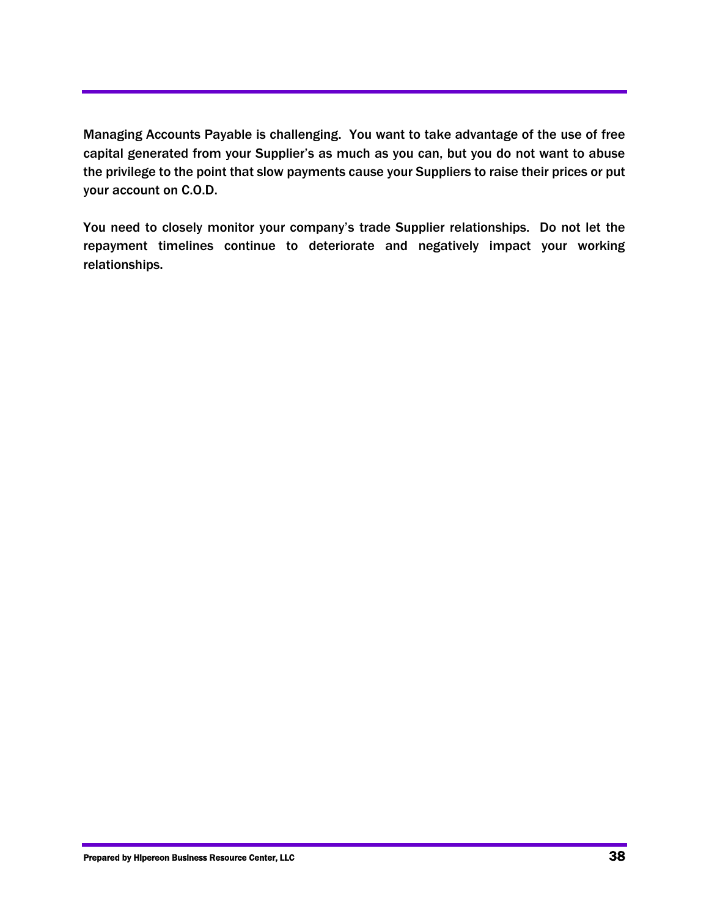Managing Accounts Payable is challenging.  You want to take advantage of the use of free capital generated from your Supplier's as much as you can, but you do not want to abuse the privilege to the point that slow payments cause your Suppliers to raise their prices or put your account on C.O.D.

You need to closely monitor your company's trade Supplier relationships.  Do not let the repayment timelines continue to deteriorate and negatively impact your working relationships.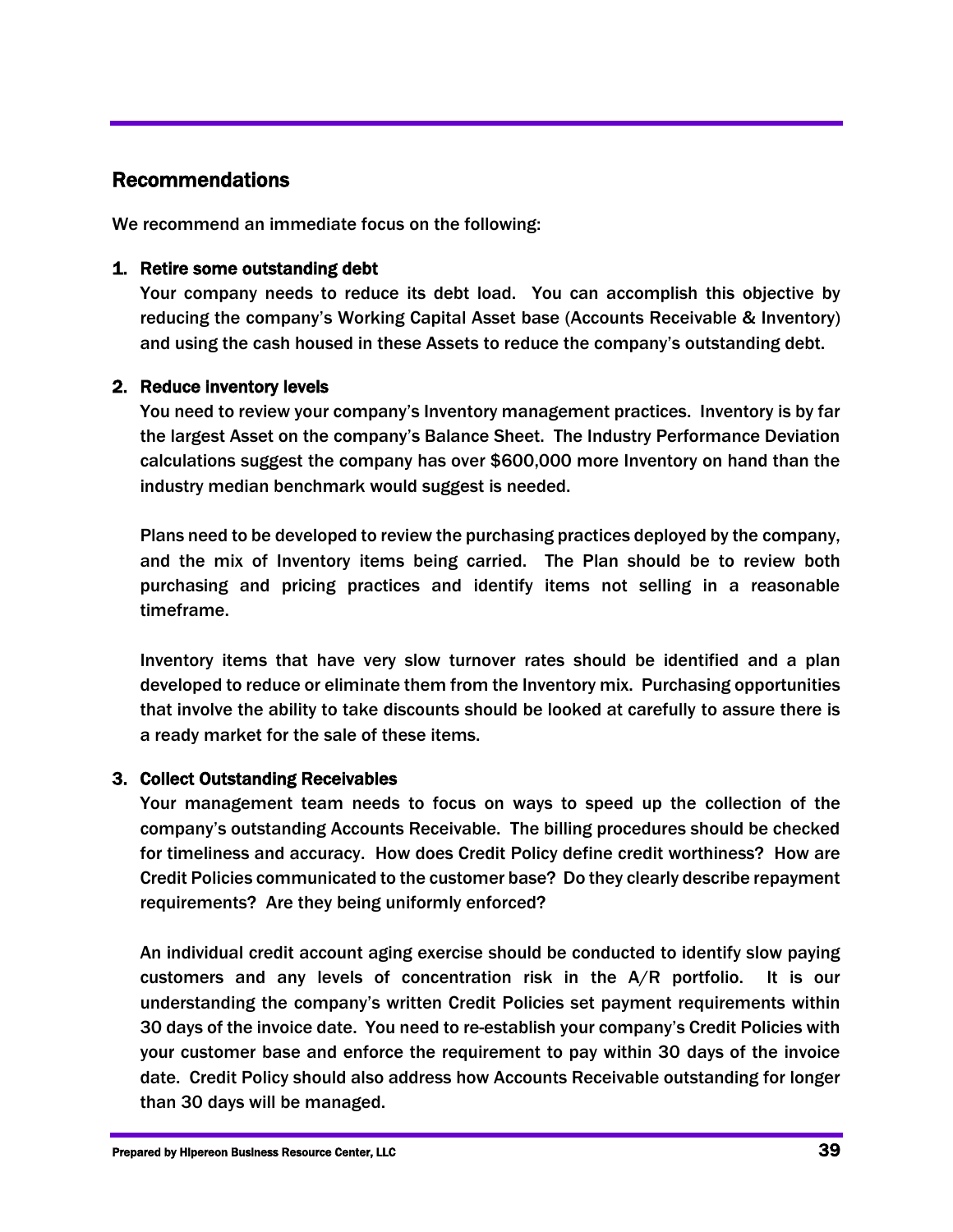## Recommendations

We recommend an immediate focus on the following:

1. **Retire some outstanding debt**
   Your company needs to reduce its debt load. You can accomplish this objective by reducing the company's Working Capital Asset base (Accounts Receivable & Inventory) and using the cash housed in these Assets to reduce the company's outstanding debt.

2. **Reduce Inventory levels**
   You need to review your company's Inventory management practices. Inventory is by far the largest Asset on the company's Balance Sheet. The Industry Performance Deviation calculations suggest the company has over $600,000 more Inventory on hand than the industry median benchmark would suggest is needed.

   Plans need to be developed to review the purchasing practices deployed by the company, and the mix of Inventory items being carried. The Plan should be to review both purchasing and pricing practices and identify items not selling in a reasonable timeframe.

   Inventory items that have very slow turnover rates should be identified and a plan developed to reduce or eliminate them from the Inventory mix. Purchasing opportunities that involve the ability to take discounts should be looked at carefully to assure there is a ready market for the sale of these items.

3. **Collect Outstanding Receivables**
   Your management team needs to focus on ways to speed up the collection of the company's outstanding Accounts Receivable. The billing procedures should be checked for timeliness and accuracy. How does Credit Policy define credit worthiness? How are Credit Policies communicated to the customer base? Do they clearly describe repayment requirements? Are they being uniformly enforced?

   An individual credit account aging exercise should be conducted to identify slow paying customers and any levels of concentration risk in the A/R portfolio. It is our understanding the company's written Credit Policies set payment requirements within 30 days of the invoice date. You need to re-establish your company's Credit Policies with your customer base and enforce the requirement to pay within 30 days of the invoice date. Credit Policy should also address how Accounts Receivable outstanding for longer than 30 days will be managed.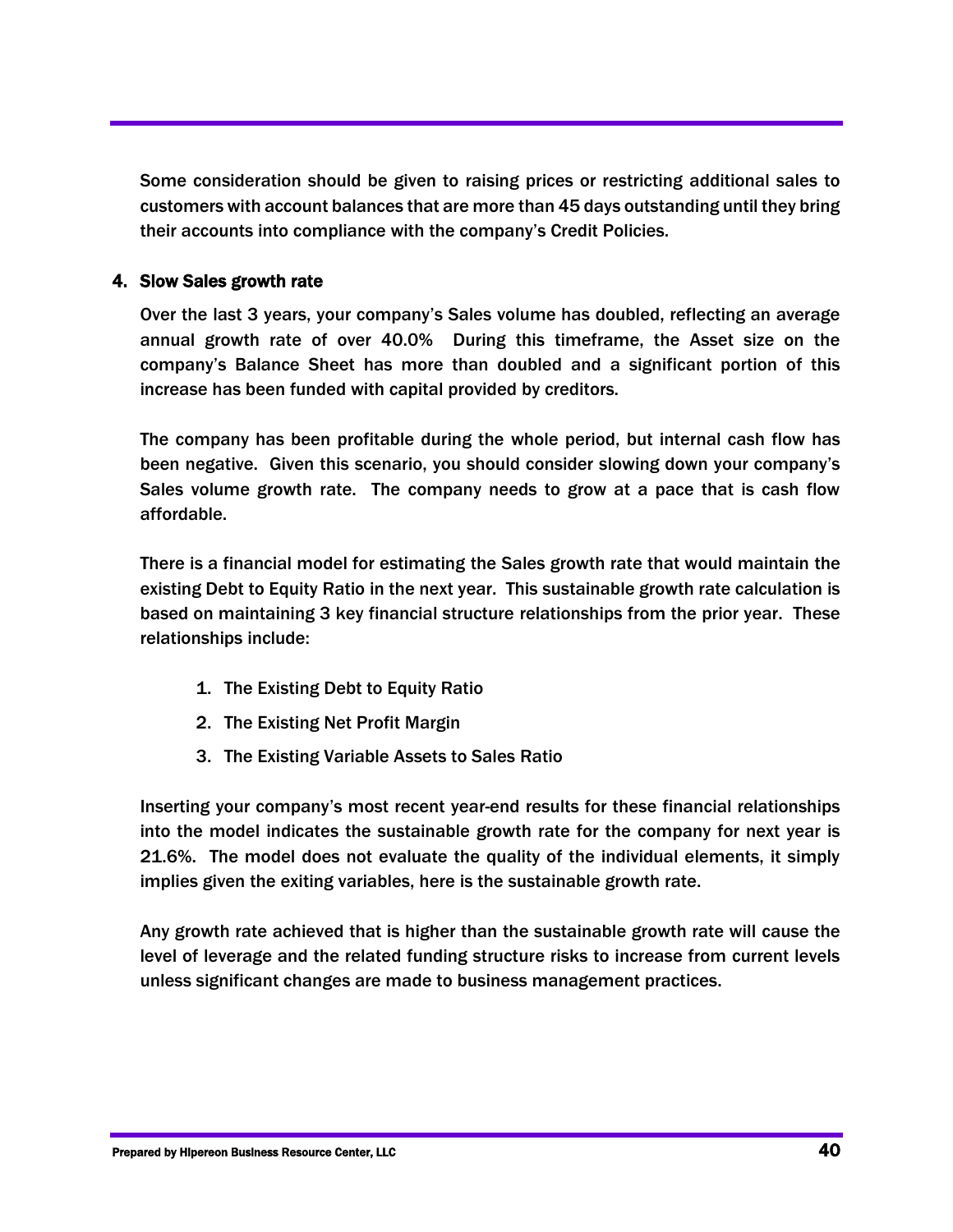Some consideration should be given to raising prices or restricting additional sales to customers with account balances that are more than 45 days outstanding until they bring their accounts into compliance with the company's Credit Policies.

### 4. Slow Sales growth rate

Over the last 3 years, your company's Sales volume has doubled, reflecting an average annual growth rate of over 40.0% During this timeframe, the Asset size on the company's Balance Sheet has more than doubled and a significant portion of this increase has been funded with capital provided by creditors.

The company has been profitable during the whole period, but internal cash flow has been negative. Given this scenario, you should consider slowing down your company's Sales volume growth rate. The company needs to grow at a pace that is cash flow affordable.

There is a financial model for estimating the Sales growth rate that would maintain the existing Debt to Equity Ratio in the next year. This sustainable growth rate calculation is based on maintaining 3 key financial structure relationships from the prior year. These relationships include:

1. The Existing Debt to Equity Ratio
2. The Existing Net Profit Margin
3. The Existing Variable Assets to Sales Ratio

Inserting your company's most recent year-end results for these financial relationships into the model indicates the sustainable growth rate for the company for next year is 21.6%. The model does not evaluate the quality of the individual elements, it simply implies given the exiting variables, here is the sustainable growth rate.

Any growth rate achieved that is higher than the sustainable growth rate will cause the level of leverage and the related funding structure risks to increase from current levels unless significant changes are made to business management practices.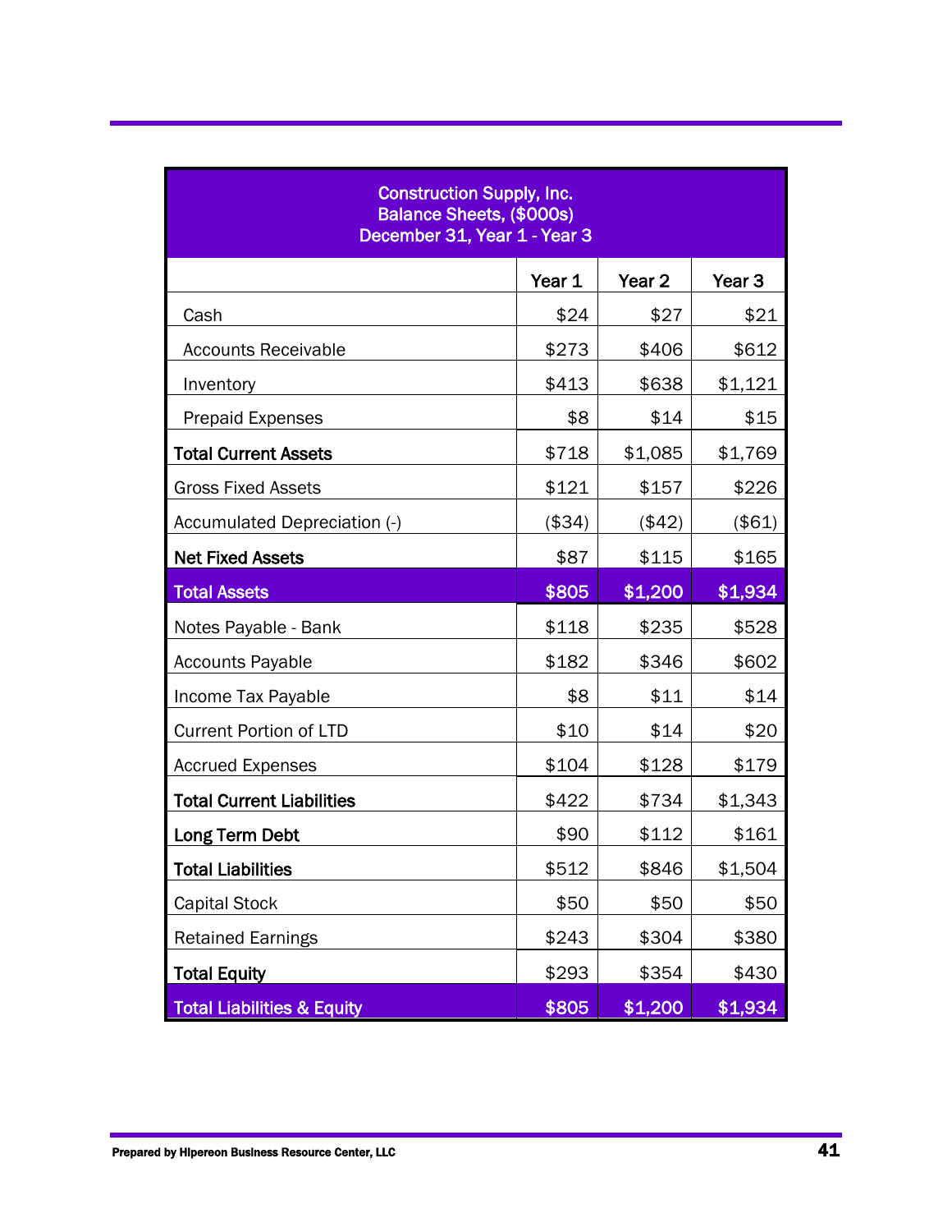| Construction Supply, Inc.<br>Balance Sheets, ($000s)<br>December 31, Year 1 - Year 3 | | | |
|---|---|---|---|
| | **Year 1** | **Year 2** | **Year 3** |
| Cash | $24 | $27 | $21 |
| Accounts Receivable | $273 | $406 | $612 |
| Inventory | $413 | $638 | $1,121 |
| Prepaid Expenses | $8 | $14 | $15 |
| **Total Current Assets** | $718 | $1,085 | $1,769 |
| Gross Fixed Assets | $121 | $157 | $226 |
| Accumulated Depreciation (-) | ($34) | ($42) | ($61) |
| **Net Fixed Assets** | $87 | $115 | $165 |
| **Total Assets** | **$805** | **$1,200** | **$1,934** |
| Notes Payable - Bank | $118 | $235 | $528 |
| Accounts Payable | $182 | $346 | $602 |
| Income Tax Payable | $8 | $11 | $14 |
| Current Portion of LTD | $10 | $14 | $20 |
| Accrued Expenses | $104 | $128 | $179 |
| **Total Current Liabilities** | $422 | $734 | $1,343 |
| **Long Term Debt** | $90 | $112 | $161 |
| **Total Liabilities** | $512 | $846 | $1,504 |
| Capital Stock | $50 | $50 | $50 |
| Retained Earnings | $243 | $304 | $380 |
| **Total Equity** | $293 | $354 | $430 |
| **Total Liabilities & Equity** | **$805** | **$1,200** | **$1,934** |

**Prepared by Hipereon Business Resource Center, LLC**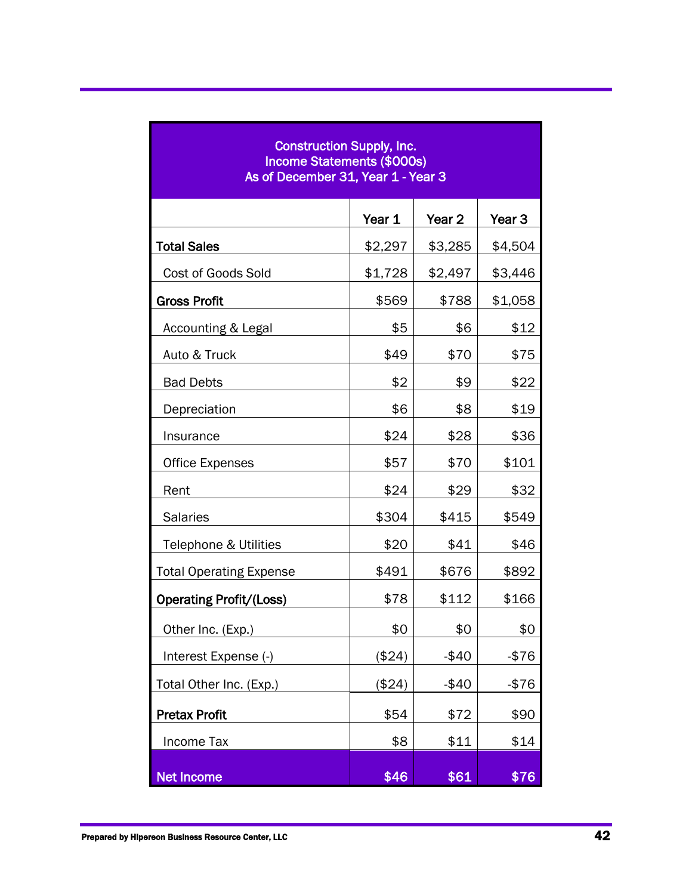| Construction Supply, Inc.<br>Income Statements ($000s)<br>As of December 31, Year 1 - Year 3 | | | |
|---|---|---|---|
| | **Year 1** | **Year 2** | **Year 3** |
| **Total Sales** | $2,297 | $3,285 | $4,504 |
| Cost of Goods Sold | $1,728 | $2,497 | $3,446 |
| **Gross Profit** | $569 | $788 | $1,058 |
| Accounting & Legal | $5 | $6 | $12 |
| Auto & Truck | $49 | $70 | $75 |
| Bad Debts | $2 | $9 | $22 |
| Depreciation | $6 | $8 | $19 |
| Insurance | $24 | $28 | $36 |
| Office Expenses | $57 | $70 | $101 |
| Rent | $24 | $29 | $32 |
| Salaries | $304 | $415 | $549 |
| Telephone & Utilities | $20 | $41 | $46 |
| Total Operating Expense | $491 | $676 | $892 |
| **Operating Profit/(Loss)** | $78 | $112 | $166 |
| Other Inc. (Exp.) | $0 | $0 | $0 |
| Interest Expense (-) | ($24) | -$40 | -$76 |
| Total Other Inc. (Exp.) | ($24) | -$40 | -$76 |
| **Pretax Profit** | $54 | $72 | $90 |
| Income Tax | $8 | $11 | $14 |
| **Net Income** | **$46** | **$61** | **$76** |

**Prepared by Hipereon Business Resource Center, LLC**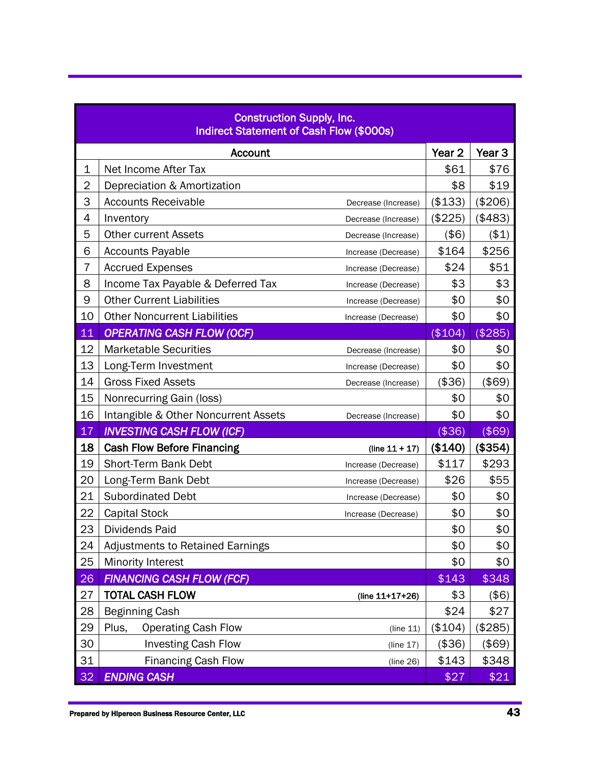| | Construction Supply, Inc.<br>Indirect Statement of Cash Flow ($000s) | | | |
|---|---|---|---|---|
| | Account | | Year 2 | Year 3 |
| 1 | Net Income After Tax | | $61 | $76 |
| 2 | Depreciation & Amortization | | $8 | $19 |
| 3 | Accounts Receivable | Decrease (Increase) | ($133) | ($206) |
| 4 | Inventory | Decrease (Increase) | ($225) | ($483) |
| 5 | Other current Assets | Decrease (Increase) | ($6) | ($1) |
| 6 | Accounts Payable | Increase (Decrease) | $164 | $256 |
| 7 | Accrued Expenses | Increase (Decrease) | $24 | $51 |
| 8 | Income Tax Payable & Deferred Tax | Increase (Decrease) | $3 | $3 |
| 9 | Other Current Liabilities | Increase (Decrease) | $0 | $0 |
| 10 | Other Noncurrent Liabilities | Increase (Decrease) | $0 | $0 |
| 11 | ***OPERATING CASH FLOW (OCF)*** | | ($104) | ($285) |
| 12 | Marketable Securities | Decrease (Increase) | $0 | $0 |
| 13 | Long-Term Investment | Increase (Decrease) | $0 | $0 |
| 14 | Gross Fixed Assets | Decrease (Increase) | ($36) | ($69) |
| 15 | Nonrecurring Gain (loss) | | $0 | $0 |
| 16 | Intangible & Other Noncurrent Assets | Decrease (Increase) | $0 | $0 |
| 17 | ***INVESTING CASH FLOW (ICF)*** | | ($36) | ($69) |
| **18** | **Cash Flow Before Financing** | **(line 11 + 17)** | **($140)** | **($354)** |
| 19 | Short-Term Bank Debt | Increase (Decrease) | $117 | $293 |
| 20 | Long-Term Bank Debt | Increase (Decrease) | $26 | $55 |
| 21 | Subordinated Debt | Increase (Decrease) | $0 | $0 |
| 22 | Capital Stock | Increase (Decrease) | $0 | $0 |
| 23 | Dividends Paid | | $0 | $0 |
| 24 | Adjustments to Retained Earnings | | $0 | $0 |
| 25 | Minority Interest | | $0 | $0 |
| 26 | ***FINANCING CASH FLOW (FCF)*** | | $143 | $348 |
| 27 | **TOTAL CASH FLOW** | **(line 11+17+26)** | $3 | ($6) |
| 28 | Beginning Cash | | $24 | $27 |
| 29 | Plus, Operating Cash Flow | (line 11) | ($104) | ($285) |
| 30 | Investing Cash Flow | (line 17) | ($36) | ($69) |
| 31 | Financing Cash Flow | (line 26) | $143 | $348 |
| 32 | ***ENDING CASH*** | | $27 | $21 |

**Prepared by Hipereon Business Resource Center, LLC**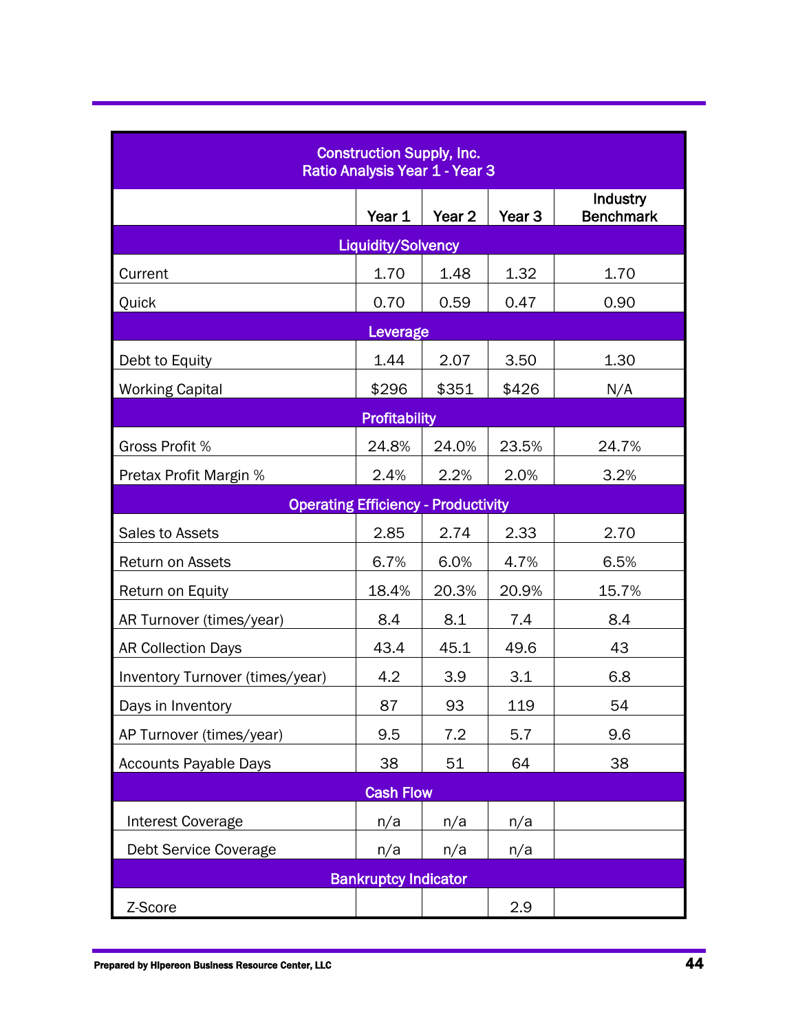| Construction Supply, Inc.<br>Ratio Analysis Year 1 - Year 3 | | | | |
|---|---|---|---|---|
| | Year 1 | Year 2 | Year 3 | Industry Benchmark |
| **Liquidity/Solvency** | | | | |
| Current | 1.70 | 1.48 | 1.32 | 1.70 |
| Quick | 0.70 | 0.59 | 0.47 | 0.90 |
| **Leverage** | | | | |
| Debt to Equity | 1.44 | 2.07 | 3.50 | 1.30 |
| Working Capital | $296 | $351 | $426 | N/A |
| **Profitability** | | | | |
| Gross Profit % | 24.8% | 24.0% | 23.5% | 24.7% |
| Pretax Profit Margin % | 2.4% | 2.2% | 2.0% | 3.2% |
| **Operating Efficiency - Productivity** | | | | |
| Sales to Assets | 2.85 | 2.74 | 2.33 | 2.70 |
| Return on Assets | 6.7% | 6.0% | 4.7% | 6.5% |
| Return on Equity | 18.4% | 20.3% | 20.9% | 15.7% |
| AR Turnover (times/year) | 8.4 | 8.1 | 7.4 | 8.4 |
| AR Collection Days | 43.4 | 45.1 | 49.6 | 43 |
| Inventory Turnover (times/year) | 4.2 | 3.9 | 3.1 | 6.8 |
| Days in Inventory | 87 | 93 | 119 | 54 |
| AP Turnover (times/year) | 9.5 | 7.2 | 5.7 | 9.6 |
| Accounts Payable Days | 38 | 51 | 64 | 38 |
| **Cash Flow** | | | | |
| Interest Coverage | n/a | n/a | n/a | |
| Debt Service Coverage | n/a | n/a | n/a | |
| **Bankruptcy Indicator** | | | | |
| Z-Score | | | 2.9 | |

Prepared by Hipereon Business Resource Center, LLC